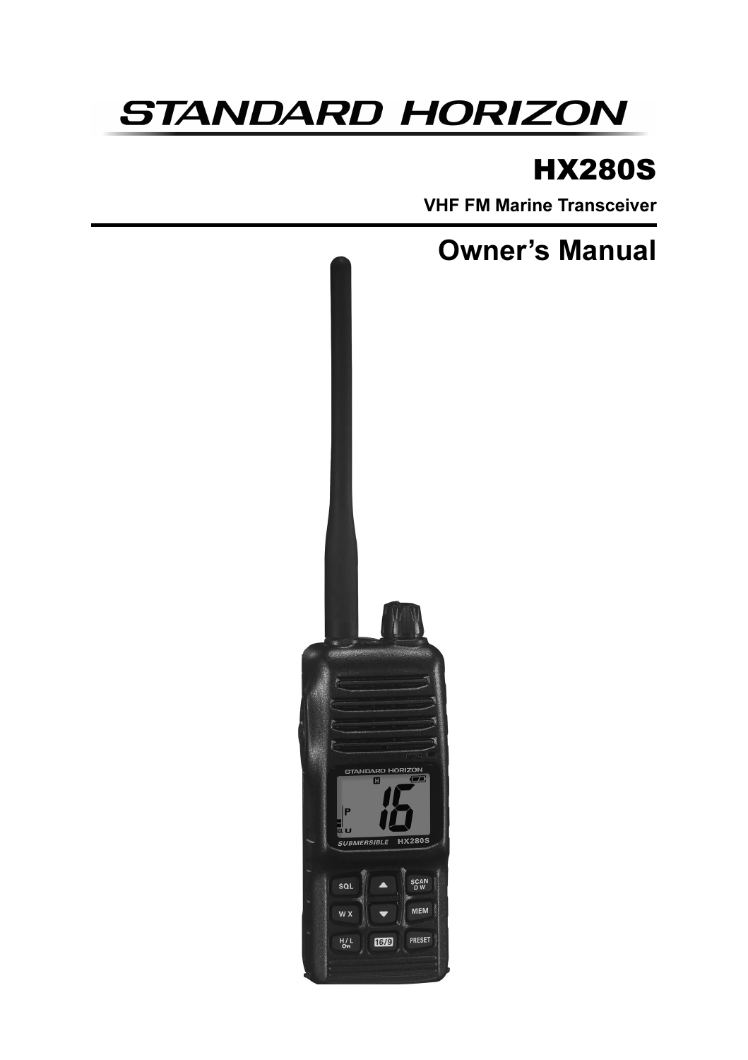# STANDARD HORIZON

## HX280S

**VHF FM Marine Transceiver**

## Owner's Manual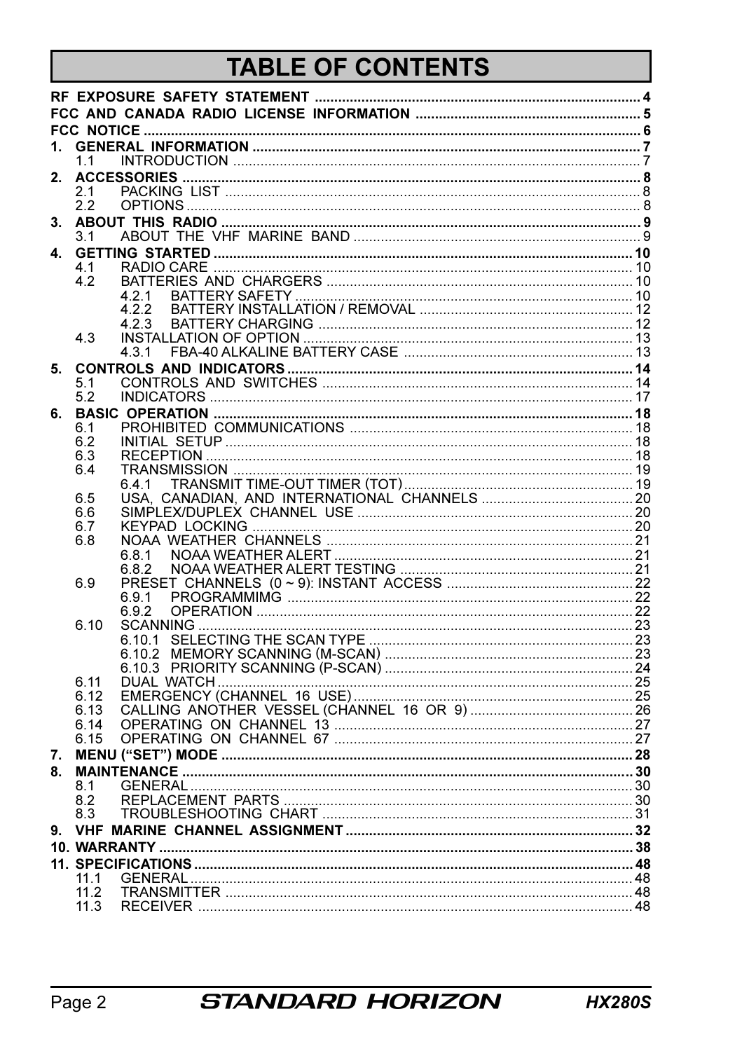# TABLE OF CONTENTS

| | | |
|---|---|---|
| **RF EXPOSURE SAFETY STATEMENT** | | **4** |
| **FCC AND CANADA RADIO LICENSE INFORMATION** | | **5** |
| **FCC NOTICE** | | **6** |
| **1.** | **GENERAL INFORMATION** | **7** |
| 1.1 | INTRODUCTION | 7 |
| **2.** | **ACCESSORIES** | **8** |
| 2.1 | PACKING LIST | 8 |
| 2.2 | OPTIONS | 8 |
| **3.** | **ABOUT THIS RADIO** | **9** |
| 3.1 | ABOUT THE VHF MARINE BAND | 9 |
| **4.** | **GETTING STARTED** | **10** |
| 4.1 | RADIO CARE | 10 |
| 4.2 | BATTERIES AND CHARGERS | 10 |
| 4.2.1 | BATTERY SAFETY | 10 |
| 4.2.2 | BATTERY INSTALLATION / REMOVAL | 12 |
| 4.2.3 | BATTERY CHARGING | 12 |
| 4.3 | INSTALLATION OF OPTION | 13 |
| 4.3.1 | FBA-40 ALKALINE BATTERY CASE | 13 |
| **5.** | **CONTROLS AND INDICATORS** | **14** |
| 5.1 | CONTROLS AND SWITCHES | 14 |
| 5.2 | INDICATORS | 17 |
| **6.** | **BASIC OPERATION** | **18** |
| 6.1 | PROHIBITED COMMUNICATIONS | 18 |
| 6.2 | INITIAL SETUP | 18 |
| 6.3 | RECEPTION | 18 |
| 6.4 | TRANSMISSION | 19 |
| 6.4.1 | TRANSMIT TIME-OUT TIMER (TOT) | 19 |
| 6.5 | USA, CANADIAN, AND INTERNATIONAL CHANNELS | 20 |
| 6.6 | SIMPLEX/DUPLEX CHANNEL USE | 20 |
| 6.7 | KEYPAD LOCKING | 20 |
| 6.8 | NOAA WEATHER CHANNELS | 21 |
| 6.8.1 | NOAA WEATHER ALERT | 21 |
| 6.8.2 | NOAA WEATHER ALERT TESTING | 21 |
| 6.9 | PRESET CHANNELS (0 ~ 9): INSTANT ACCESS | 22 |
| 6.9.1 | PROGRAMMIMG | 22 |
| 6.9.2 | OPERATION | 22 |
| 6.10 | SCANNING | 23 |
| 6.10.1 | SELECTING THE SCAN TYPE | 23 |
| 6.10.2 | MEMORY SCANNING (M-SCAN) | 23 |
| 6.10.3 | PRIORITY SCANNING (P-SCAN) | 24 |
| 6.11 | DUAL WATCH | 25 |
| 6.12 | EMERGENCY (CHANNEL 16 USE) | 25 |
| 6.13 | CALLING ANOTHER VESSEL (CHANNEL 16 OR 9) | 26 |
| 6.14 | OPERATING ON CHANNEL 13 | 27 |
| 6.15 | OPERATING ON CHANNEL 67 | 27 |
| **7.** | **MENU (“SET”) MODE** | **28** |
| **8.** | **MAINTENANCE** | **30** |
| 8.1 | GENERAL | 30 |
| 8.2 | REPLACEMENT PARTS | 30 |
| 8.3 | TROUBLESHOOTING CHART | 31 |
| **9.** | **VHF MARINE CHANNEL ASSIGNMENT** | **32** |
| **10.** | **WARRANTY** | **38** |
| **11.** | **SPECIFICATIONS** | **48** |
| 11.1 | GENERAL | 48 |
| 11.2 | TRANSMITTER | 48 |
| 11.3 | RECEIVER | 48 |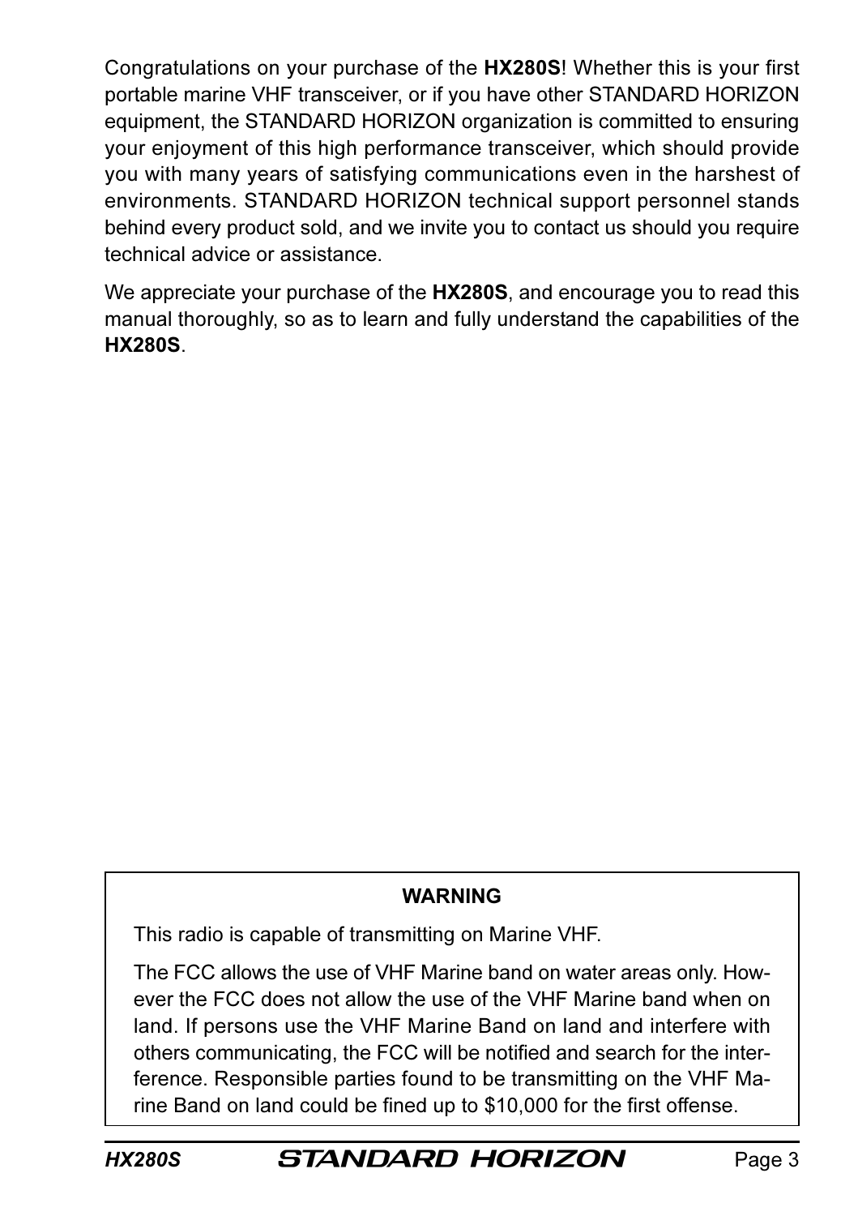Congratulations on your purchase of the **HX280S**! Whether this is your first portable marine VHF transceiver, or if you have other STANDARD HORIZON equipment, the STANDARD HORIZON organization is committed to ensuring your enjoyment of this high performance transceiver, which should provide you with many years of satisfying communications even in the harshest of environments. STANDARD HORIZON technical support personnel stands behind every product sold, and we invite you to contact us should you require technical advice or assistance.

We appreciate your purchase of the **HX280S**, and encourage you to read this manual thoroughly, so as to learn and fully understand the capabilities of the **HX280S**.

**WARNING**

This radio is capable of transmitting on Marine VHF.

The FCC allows the use of VHF Marine band on water areas only. However the FCC does not allow the use of the VHF Marine band when on land. If persons use the VHF Marine Band on land and interfere with others communicating, the FCC will be notified and search for the interference. Responsible parties found to be transmitting on the VHF Marine Band on land could be fined up to $10,000 for the first offense.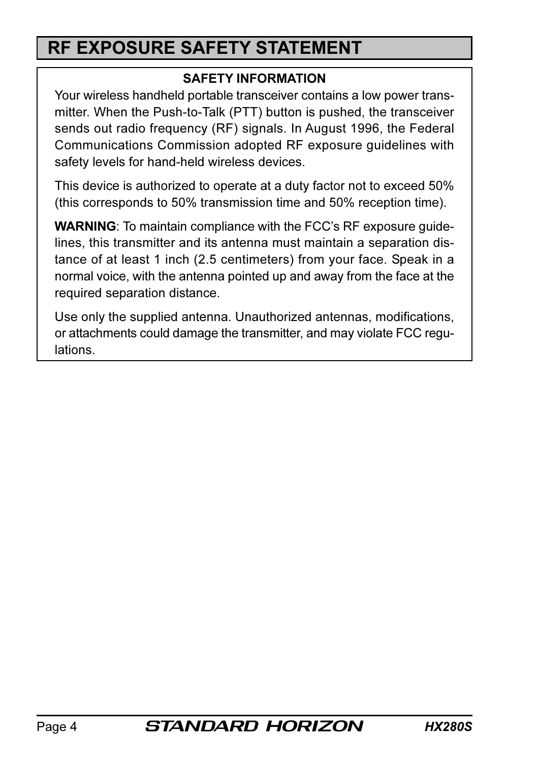# RF EXPOSURE SAFETY STATEMENT

### SAFETY INFORMATION

Your wireless handheld portable transceiver contains a low power transmitter. When the Push-to-Talk (PTT) button is pushed, the transceiver sends out radio frequency (RF) signals. In August 1996, the Federal Communications Commission adopted RF exposure guidelines with safety levels for hand-held wireless devices.

This device is authorized to operate at a duty factor not to exceed 50% (this corresponds to 50% transmission time and 50% reception time).

**WARNING**: To maintain compliance with the FCC's RF exposure guidelines, this transmitter and its antenna must maintain a separation distance of at least 1 inch (2.5 centimeters) from your face. Speak in a normal voice, with the antenna pointed up and away from the face at the required separation distance.

Use only the supplied antenna. Unauthorized antennas, modifications, or attachments could damage the transmitter, and may violate FCC regulations.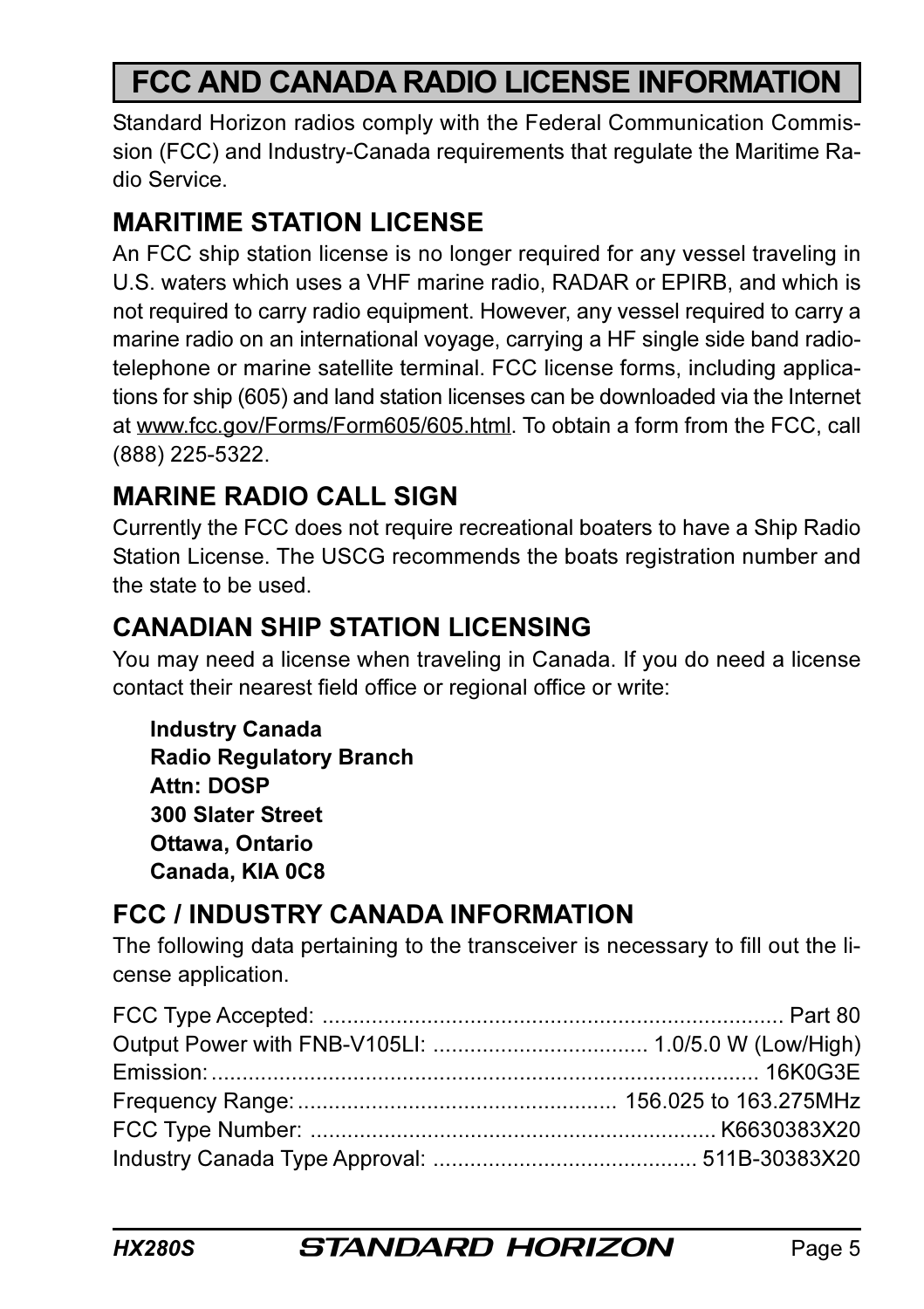# FCC AND CANADA RADIO LICENSE INFORMATION

Standard Horizon radios comply with the Federal Communication Commission (FCC) and Industry-Canada requirements that regulate the Maritime Radio Service.

## MARITIME STATION LICENSE

An FCC ship station license is no longer required for any vessel traveling in U.S. waters which uses a VHF marine radio, RADAR or EPIRB, and which is not required to carry radio equipment. However, any vessel required to carry a marine radio on an international voyage, carrying a HF single side band radiotelephone or marine satellite terminal. FCC license forms, including applications for ship (605) and land station licenses can be downloaded via the Internet at www.fcc.gov/Forms/Form605/605.html. To obtain a form from the FCC, call (888) 225-5322.

## MARINE RADIO CALL SIGN

Currently the FCC does not require recreational boaters to have a Ship Radio Station License. The USCG recommends the boats registration number and the state to be used.

## CANADIAN SHIP STATION LICENSING

You may need a license when traveling in Canada. If you do need a license contact their nearest field office or regional office or write:

**Industry Canada**
**Radio Regulatory Branch**
**Attn: DOSP**
**300 Slater Street**
**Ottawa, Ontario**
**Canada, KIA 0C8**

## FCC / INDUSTRY CANADA INFORMATION

The following data pertaining to the transceiver is necessary to fill out the license application.

FCC Type Accepted: .......... Part 80
Output Power with FNB-V105LI: .......... 1.0/5.0 W (Low/High)
Emission: .......... 16K0G3E
Frequency Range: .......... 156.025 to 163.275MHz
FCC Type Number: .......... K6630383X20
Industry Canada Type Approval: .......... 511B-30383X20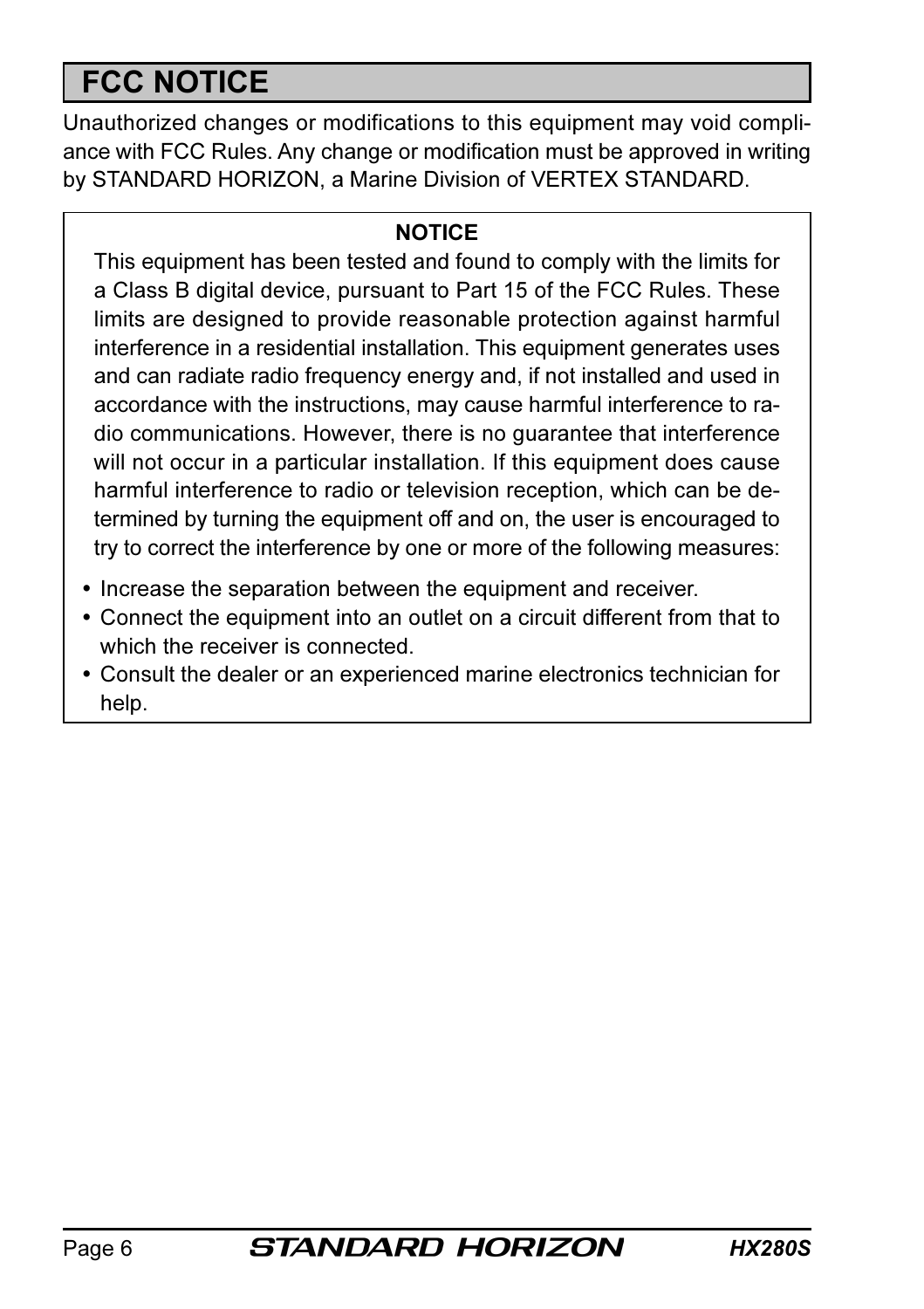# FCC NOTICE

Unauthorized changes or modifications to this equipment may void compliance with FCC Rules. Any change or modification must be approved in writing by STANDARD HORIZON, a Marine Division of VERTEX STANDARD.

**NOTICE**

This equipment has been tested and found to comply with the limits for a Class B digital device, pursuant to Part 15 of the FCC Rules. These limits are designed to provide reasonable protection against harmful interference in a residential installation. This equipment generates uses and can radiate radio frequency energy and, if not installed and used in accordance with the instructions, may cause harmful interference to radio communications. However, there is no guarantee that interference will not occur in a particular installation. If this equipment does cause harmful interference to radio or television reception, which can be determined by turning the equipment off and on, the user is encouraged to try to correct the interference by one or more of the following measures:

- Increase the separation between the equipment and receiver.
- Connect the equipment into an outlet on a circuit different from that to which the receiver is connected.
- Consult the dealer or an experienced marine electronics technician for help.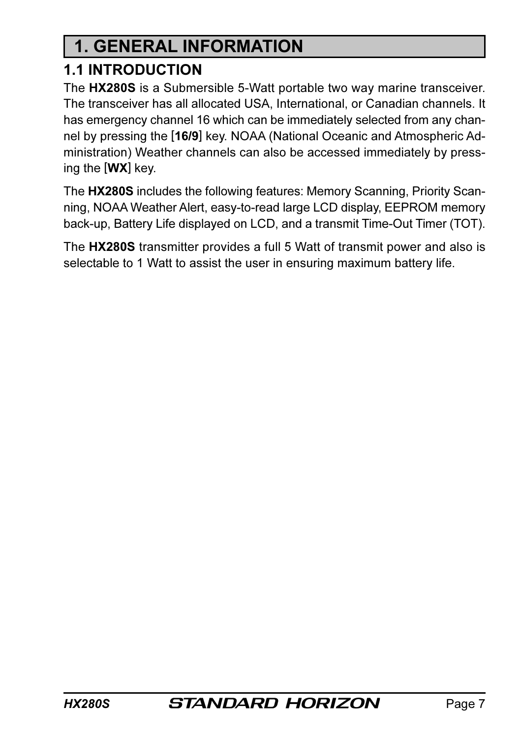# 1. GENERAL INFORMATION

## 1.1 INTRODUCTION

The **HX280S** is a Submersible 5-Watt portable two way marine transceiver. The transceiver has all allocated USA, International, or Canadian channels. It has emergency channel 16 which can be immediately selected from any channel by pressing the [**16/9**] key. NOAA (National Oceanic and Atmospheric Administration) Weather channels can also be accessed immediately by pressing the [**WX**] key.

The **HX280S** includes the following features: Memory Scanning, Priority Scanning, NOAA Weather Alert, easy-to-read large LCD display, EEPROM memory back-up, Battery Life displayed on LCD, and a transmit Time-Out Timer (TOT).

The **HX280S** transmitter provides a full 5 Watt of transmit power and also is selectable to 1 Watt to assist the user in ensuring maximum battery life.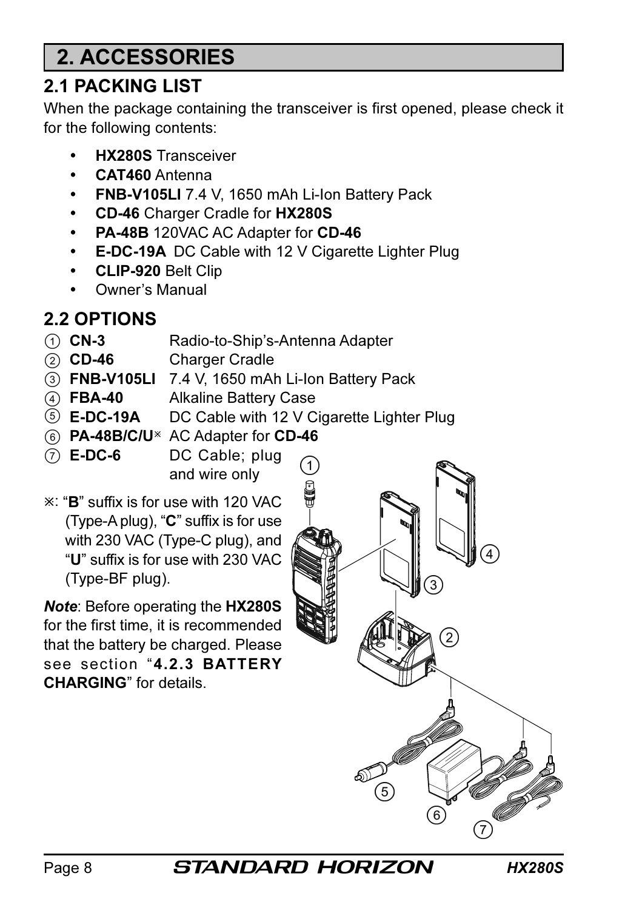# 2. ACCESSORIES

## 2.1 PACKING LIST

When the package containing the transceiver is first opened, please check it for the following contents:

- **HX280S** Transceiver
- **CAT460** Antenna
- **FNB-V105LI** 7.4 V, 1650 mAh Li-Ion Battery Pack
- **CD-46** Charger Cradle for **HX280S**
- **PA-48B** 120VAC AC Adapter for **CD-46**
- **E-DC-19A** DC Cable with 12 V Cigarette Lighter Plug
- **CLIP-920** Belt Clip
- Owner's Manual

## 2.2 OPTIONS

① **CN-3** Radio-to-Ship's-Antenna Adapter
② **CD-46** Charger Cradle
③ **FNB-V105LI** 7.4 V, 1650 mAh Li-Ion Battery Pack
④ **FBA-40** Alkaline Battery Case
⑤ **E-DC-19A** DC Cable with 12 V Cigarette Lighter Plug
⑥ **PA-48B/C/U**※ AC Adapter for **CD-46**
⑦ **E-DC-6** DC Cable; plug and wire only

※: "**B**" suffix is for use with 120 VAC (Type-A plug), "**C**" suffix is for use with 230 VAC (Type-C plug), and "**U**" suffix is for use with 230 VAC (Type-BF plug).

***Note***: Before operating the **HX280S** for the first time, it is recommended that the battery be charged. Please see section "**4.2.3 BATTERY CHARGING**" for details.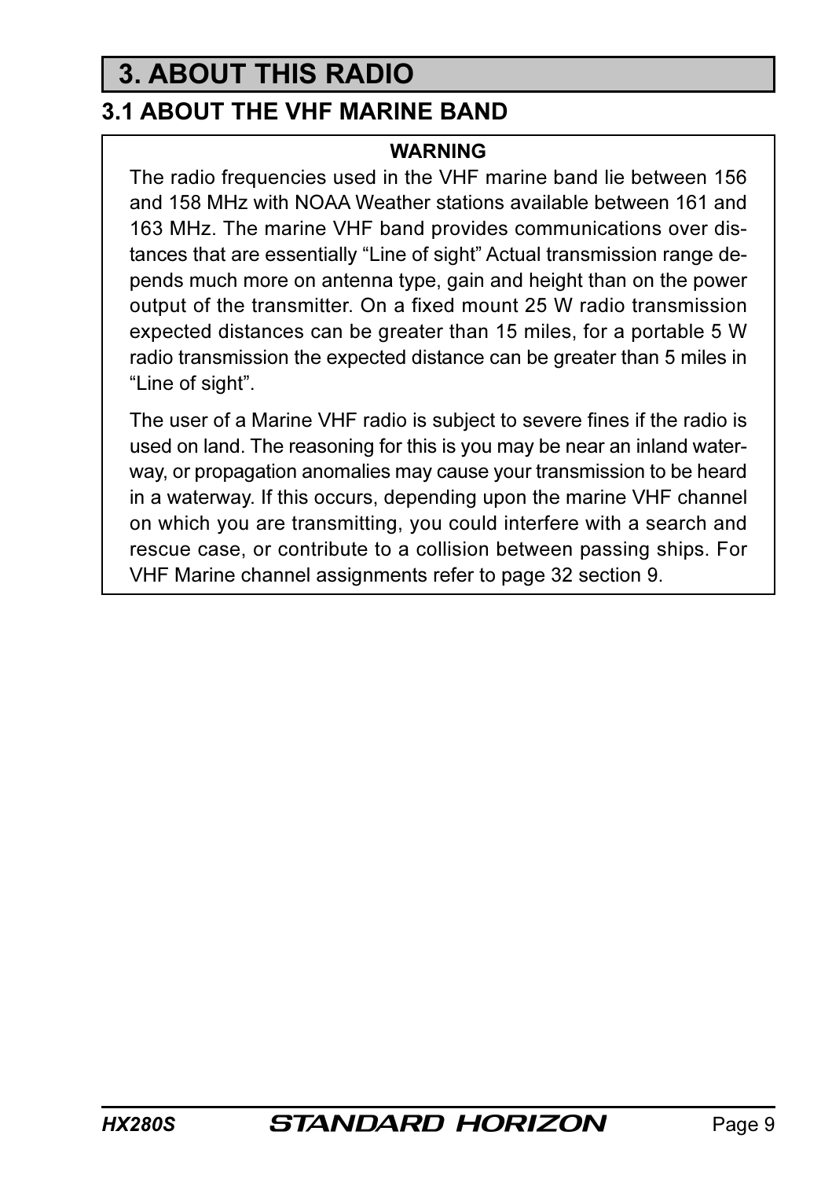# 3. ABOUT THIS RADIO

## 3.1 ABOUT THE VHF MARINE BAND

**WARNING**

The radio frequencies used in the VHF marine band lie between 156 and 158 MHz with NOAA Weather stations available between 161 and 163 MHz. The marine VHF band provides communications over distances that are essentially "Line of sight" Actual transmission range depends much more on antenna type, gain and height than on the power output of the transmitter. On a fixed mount 25 W radio transmission expected distances can be greater than 15 miles, for a portable 5 W radio transmission the expected distance can be greater than 5 miles in "Line of sight".

The user of a Marine VHF radio is subject to severe fines if the radio is used on land. The reasoning for this is you may be near an inland waterway, or propagation anomalies may cause your transmission to be heard in a waterway. If this occurs, depending upon the marine VHF channel on which you are transmitting, you could interfere with a search and rescue case, or contribute to a collision between passing ships. For VHF Marine channel assignments refer to page 32 section 9.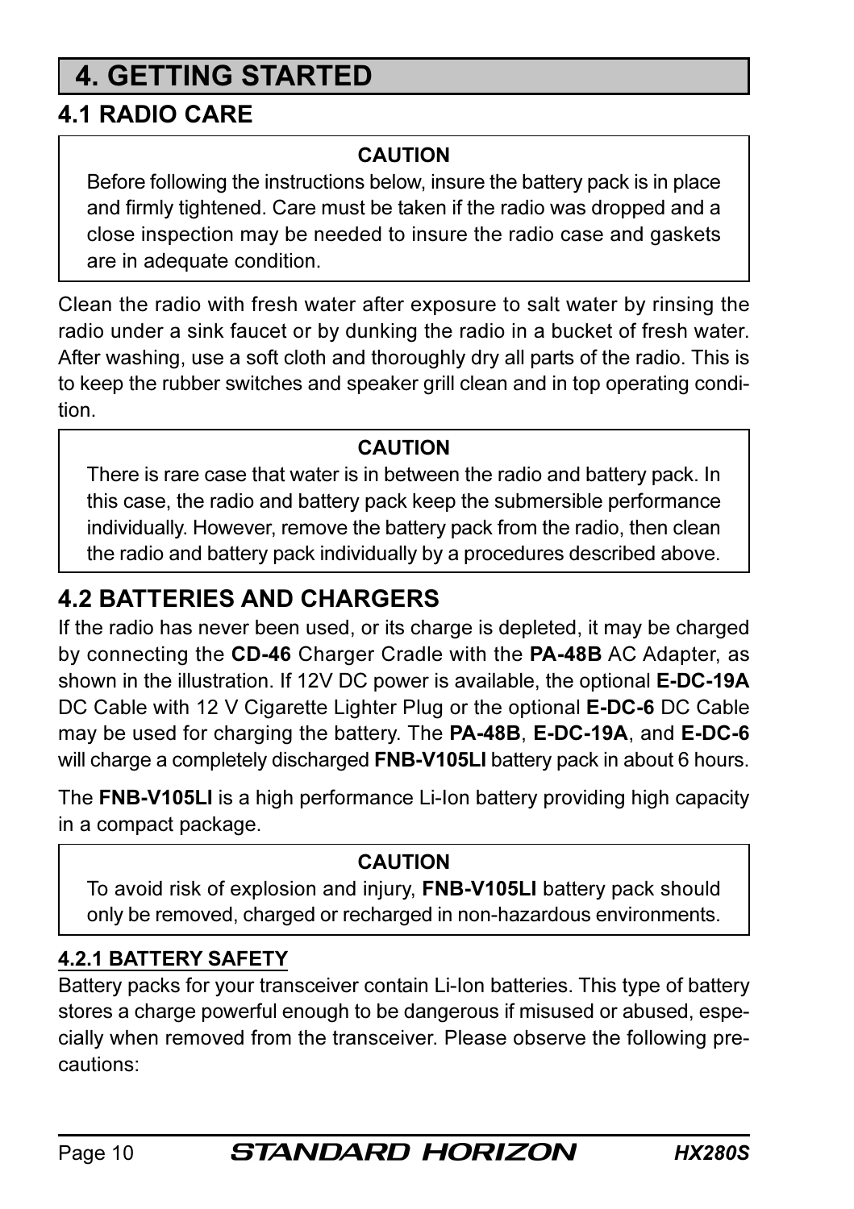# 4. GETTING STARTED

## 4.1 RADIO CARE

**CAUTION**

Before following the instructions below, insure the battery pack is in place and firmly tightened. Care must be taken if the radio was dropped and a close inspection may be needed to insure the radio case and gaskets are in adequate condition.

Clean the radio with fresh water after exposure to salt water by rinsing the radio under a sink faucet or by dunking the radio in a bucket of fresh water. After washing, use a soft cloth and thoroughly dry all parts of the radio. This is to keep the rubber switches and speaker grill clean and in top operating condition.

**CAUTION**

There is rare case that water is in between the radio and battery pack. In this case, the radio and battery pack keep the submersible performance individually. However, remove the battery pack from the radio, then clean the radio and battery pack individually by a procedures described above.

## 4.2 BATTERIES AND CHARGERS

If the radio has never been used, or its charge is depleted, it may be charged by connecting the **CD-46** Charger Cradle with the **PA-48B** AC Adapter, as shown in the illustration. If 12V DC power is available, the optional **E-DC-19A** DC Cable with 12 V Cigarette Lighter Plug or the optional **E-DC-6** DC Cable may be used for charging the battery. The **PA-48B**, **E-DC-19A**, and **E-DC-6** will charge a completely discharged **FNB-V105LI** battery pack in about 6 hours.

The **FNB-V105LI** is a high performance Li-Ion battery providing high capacity in a compact package.

**CAUTION**

To avoid risk of explosion and injury, **FNB-V105LI** battery pack should only be removed, charged or recharged in non-hazardous environments.

### 4.2.1 BATTERY SAFETY

Battery packs for your transceiver contain Li-Ion batteries. This type of battery stores a charge powerful enough to be dangerous if misused or abused, especially when removed from the transceiver. Please observe the following precautions: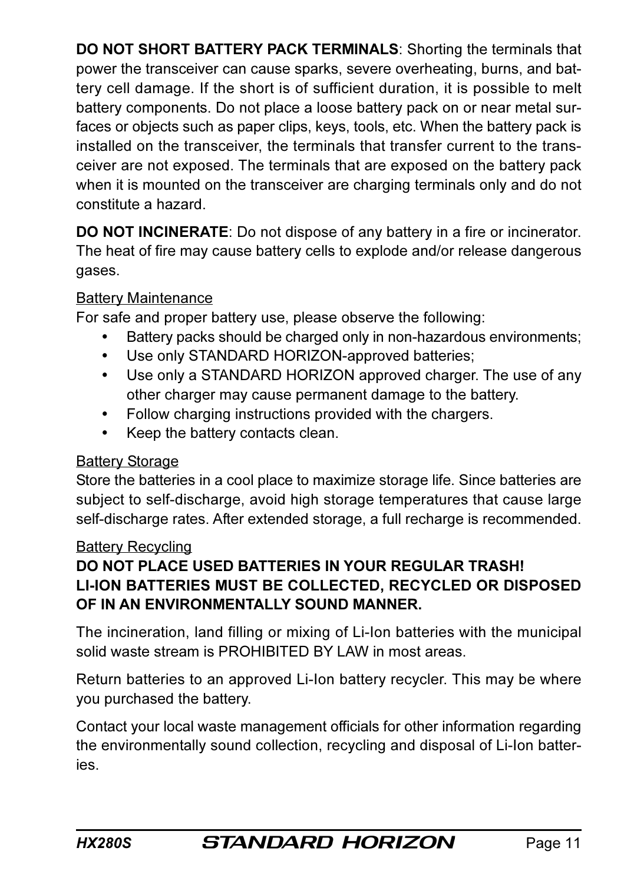**DO NOT SHORT BATTERY PACK TERMINALS**: Shorting the terminals that power the transceiver can cause sparks, severe overheating, burns, and battery cell damage. If the short is of sufficient duration, it is possible to melt battery components. Do not place a loose battery pack on or near metal surfaces or objects such as paper clips, keys, tools, etc. When the battery pack is installed on the transceiver, the terminals that transfer current to the transceiver are not exposed. The terminals that are exposed on the battery pack when it is mounted on the transceiver are charging terminals only and do not constitute a hazard.

**DO NOT INCINERATE**: Do not dispose of any battery in a fire or incinerator. The heat of fire may cause battery cells to explode and/or release dangerous gases.

Battery Maintenance

For safe and proper battery use, please observe the following:

- Battery packs should be charged only in non-hazardous environments;
- Use only STANDARD HORIZON-approved batteries;
- Use only a STANDARD HORIZON approved charger. The use of any other charger may cause permanent damage to the battery.
- Follow charging instructions provided with the chargers.
- Keep the battery contacts clean.

Battery Storage

Store the batteries in a cool place to maximize storage life. Since batteries are subject to self-discharge, avoid high storage temperatures that cause large self-discharge rates. After extended storage, a full recharge is recommended.

Battery Recycling

**DO NOT PLACE USED BATTERIES IN YOUR REGULAR TRASH!**
**LI-ION BATTERIES MUST BE COLLECTED, RECYCLED OR DISPOSED OF IN AN ENVIRONMENTALLY SOUND MANNER.**

The incineration, land filling or mixing of Li-Ion batteries with the municipal solid waste stream is PROHIBITED BY LAW in most areas.

Return batteries to an approved Li-Ion battery recycler. This may be where you purchased the battery.

Contact your local waste management officials for other information regarding the environmentally sound collection, recycling and disposal of Li-Ion batteries.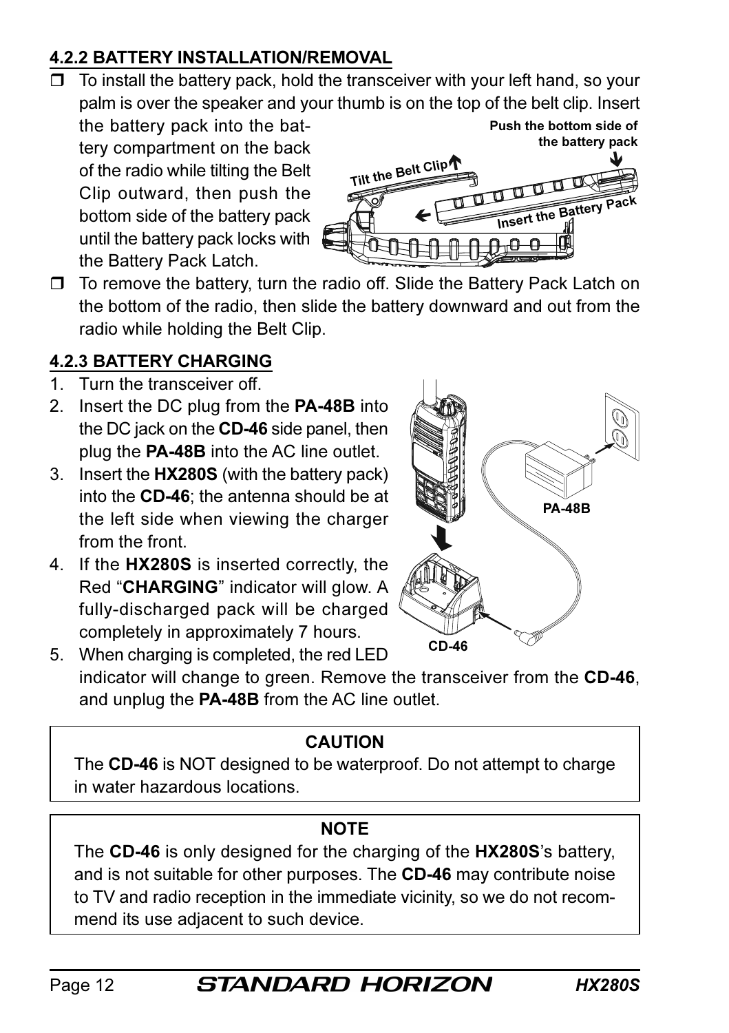#### 4.2.2 BATTERY INSTALLATION/REMOVAL

- To install the battery pack, hold the transceiver with your left hand, so your palm is over the speaker and your thumb is on the top of the belt clip. Insert the battery pack into the battery compartment on the back of the radio while tilting the Belt Clip outward, then push the bottom side of the battery pack until the battery pack locks with the Battery Pack Latch.
- To remove the battery, turn the radio off. Slide the Battery Pack Latch on the bottom of the radio, then slide the battery downward and out from the radio while holding the Belt Clip.

#### 4.2.3 BATTERY CHARGING

1. Turn the transceiver off.
2. Insert the DC plug from the **PA-48B** into the DC jack on the **CD-46** side panel, then plug the **PA-48B** into the AC line outlet.
3. Insert the **HX280S** (with the battery pack) into the **CD-46**; the antenna should be at the left side when viewing the charger from the front.
4. If the **HX280S** is inserted correctly, the Red "**CHARGING**" indicator will glow. A fully-discharged pack will be charged completely in approximately 7 hours.
5. When charging is completed, the red LED indicator will change to green. Remove the transceiver from the **CD-46**, and unplug the **PA-48B** from the AC line outlet.

**CAUTION**

The **CD-46** is NOT designed to be waterproof. Do not attempt to charge in water hazardous locations.

**NOTE**

The **CD-46** is only designed for the charging of the **HX280S**'s battery, and is not suitable for other purposes. The **CD-46** may contribute noise to TV and radio reception in the immediate vicinity, so we do not recommend its use adjacent to such device.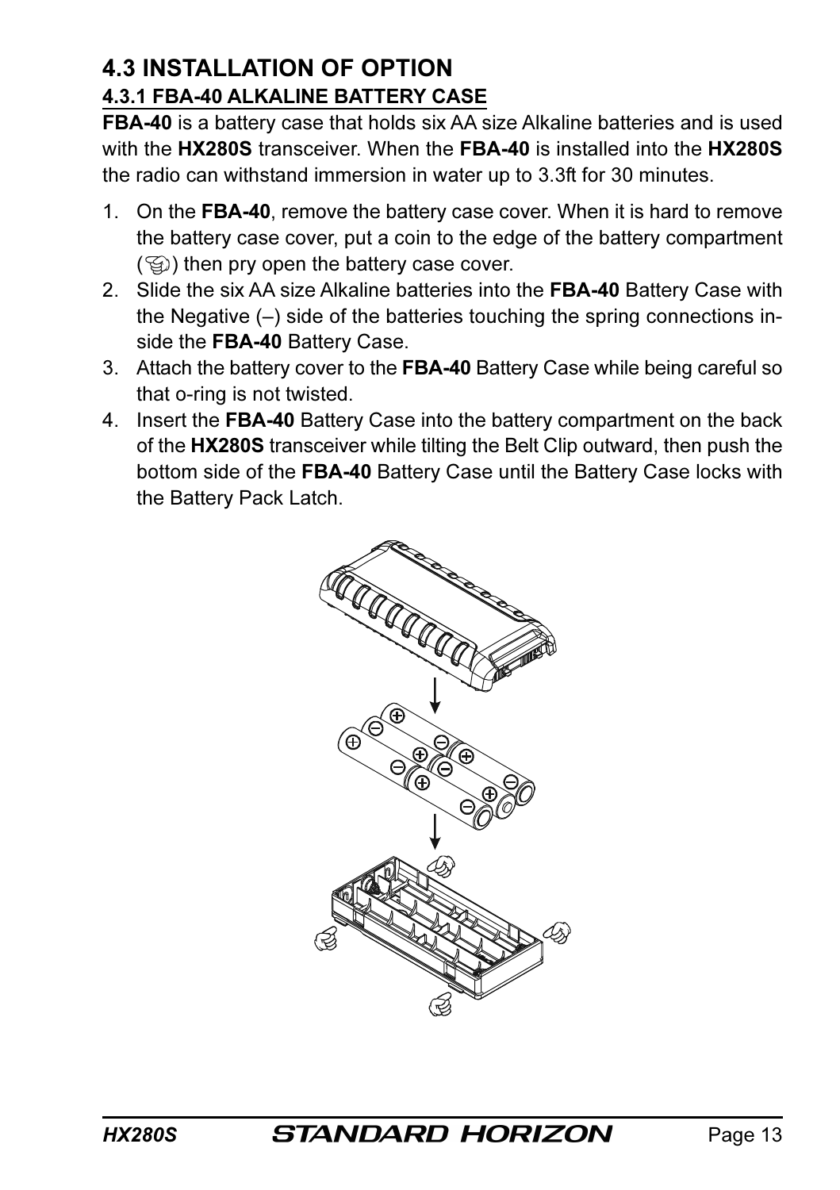## 4.3 INSTALLATION OF OPTION

### 4.3.1 FBA-40 ALKALINE BATTERY CASE

**FBA-40** is a battery case that holds six AA size Alkaline batteries and is used with the **HX280S** transceiver. When the **FBA-40** is installed into the **HX280S** the radio can withstand immersion in water up to 3.3ft for 30 minutes.

1. On the **FBA-40**, remove the battery case cover. When it is hard to remove the battery case cover, put a coin to the edge of the battery compartment (☞) then pry open the battery case cover.
2. Slide the six AA size Alkaline batteries into the **FBA-40** Battery Case with the Negative (–) side of the batteries touching the spring connections inside the **FBA-40** Battery Case.
3. Attach the battery cover to the **FBA-40** Battery Case while being careful so that o-ring is not twisted.
4. Insert the **FBA-40** Battery Case into the battery compartment on the back of the **HX280S** transceiver while tilting the Belt Clip outward, then push the bottom side of the **FBA-40** Battery Case until the Battery Case locks with the Battery Pack Latch.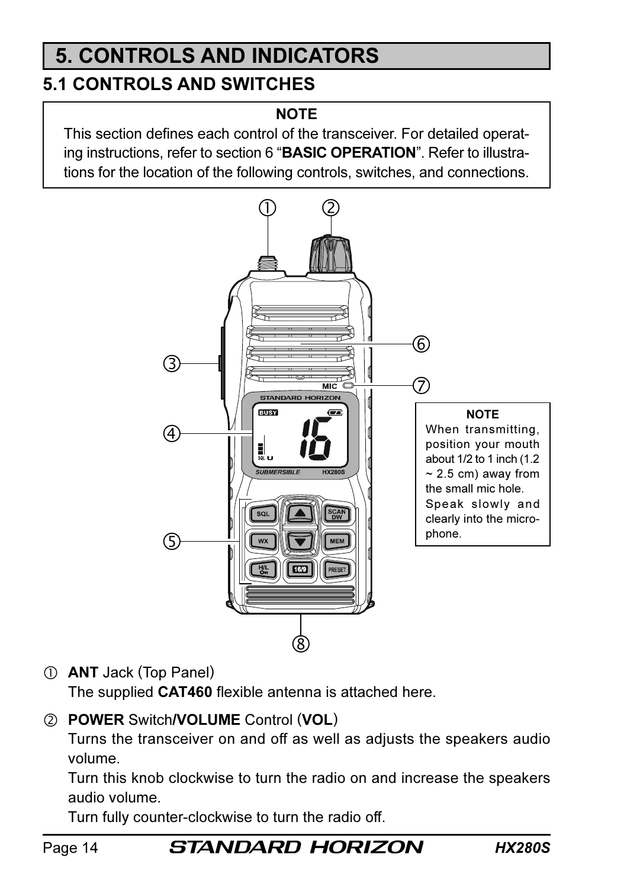# 5. CONTROLS AND INDICATORS

## 5.1 CONTROLS AND SWITCHES

**NOTE**

This section defines each control of the transceiver. For detailed operating instructions, refer to section 6 "**BASIC OPERATION**". Refer to illustrations for the location of the following controls, switches, and connections.

**NOTE**

When transmitting, position your mouth about 1/2 to 1 inch (1.2 ~ 2.5 cm) away from the small mic hole. Speak slowly and clearly into the microphone.

① **ANT** Jack (Top Panel)
The supplied **CAT460** flexible antenna is attached here.

② **POWER** Switch/**VOLUME** Control (**VOL**)
Turns the transceiver on and off as well as adjusts the speakers audio volume.
Turn this knob clockwise to turn the radio on and increase the speakers audio volume.
Turn fully counter-clockwise to turn the radio off.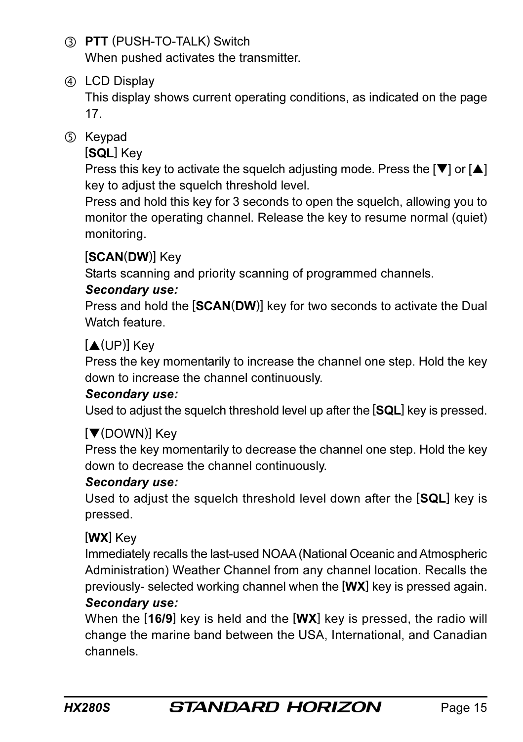③ **PTT** (PUSH-TO-TALK) Switch
When pushed activates the transmitter.

④ LCD Display
This display shows current operating conditions, as indicated on the page 17.

⑤ Keypad

[**SQL**] Key
Press this key to activate the squelch adjusting mode. Press the [▼] or [▲] key to adjust the squelch threshold level.
Press and hold this key for 3 seconds to open the squelch, allowing you to monitor the operating channel. Release the key to resume normal (quiet) monitoring.

[**SCAN**(**DW**)] Key
Starts scanning and priority scanning of programmed channels.
***Secondary use:***
Press and hold the [**SCAN**(**DW**)] key for two seconds to activate the Dual Watch feature.

[▲(UP)] Key
Press the key momentarily to increase the channel one step. Hold the key down to increase the channel continuously.
***Secondary use:***
Used to adjust the squelch threshold level up after the [**SQL**] key is pressed.

[▼(DOWN)] Key
Press the key momentarily to decrease the channel one step. Hold the key down to decrease the channel continuously.
***Secondary use:***
Used to adjust the squelch threshold level down after the [**SQL**] key is pressed.

[**WX**] Key
Immediately recalls the last-used NOAA (National Oceanic and Atmospheric Administration) Weather Channel from any channel location. Recalls the previously- selected working channel when the [**WX**] key is pressed again.
***Secondary use:***
When the [**16/9**] key is held and the [**WX**] key is pressed, the radio will change the marine band between the USA, International, and Canadian channels.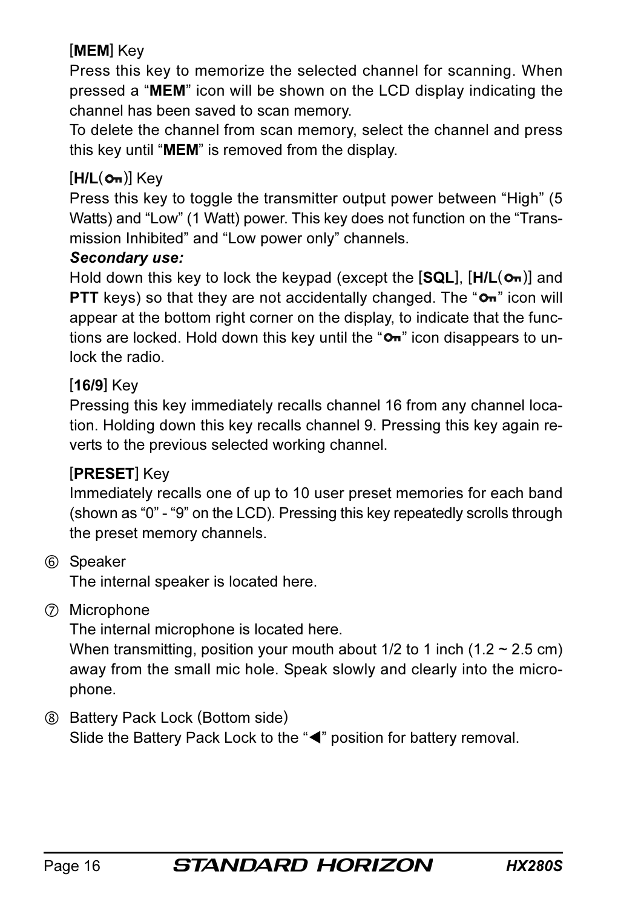[**MEM**] Key

Press this key to memorize the selected channel for scanning. When pressed a "**MEM**" icon will be shown on the LCD display indicating the channel has been saved to scan memory.

To delete the channel from scan memory, select the channel and press this key until "**MEM**" is removed from the display.

[**H/L**(🔑)] Key

Press this key to toggle the transmitter output power between "High" (5 Watts) and "Low" (1 Watt) power. This key does not function on the "Transmission Inhibited" and "Low power only" channels.

***Secondary use:***

Hold down this key to lock the keypad (except the [**SQL**], [**H/L**(🔑)] and **PTT** keys) so that they are not accidentally changed. The "🔑" icon will appear at the bottom right corner on the display, to indicate that the functions are locked. Hold down this key until the "🔑" icon disappears to unlock the radio.

[**16/9**] Key

Pressing this key immediately recalls channel 16 from any channel location. Holding down this key recalls channel 9. Pressing this key again reverts to the previous selected working channel.

[**PRESET**] Key

Immediately recalls one of up to 10 user preset memories for each band (shown as "0" - "9" on the LCD). Pressing this key repeatedly scrolls through the preset memory channels.

⑥ Speaker

The internal speaker is located here.

⑦ Microphone

The internal microphone is located here.

When transmitting, position your mouth about 1/2 to 1 inch (1.2 ~ 2.5 cm) away from the small mic hole. Speak slowly and clearly into the microphone.

⑧ Battery Pack Lock (Bottom side)

Slide the Battery Pack Lock to the "◀" position for battery removal.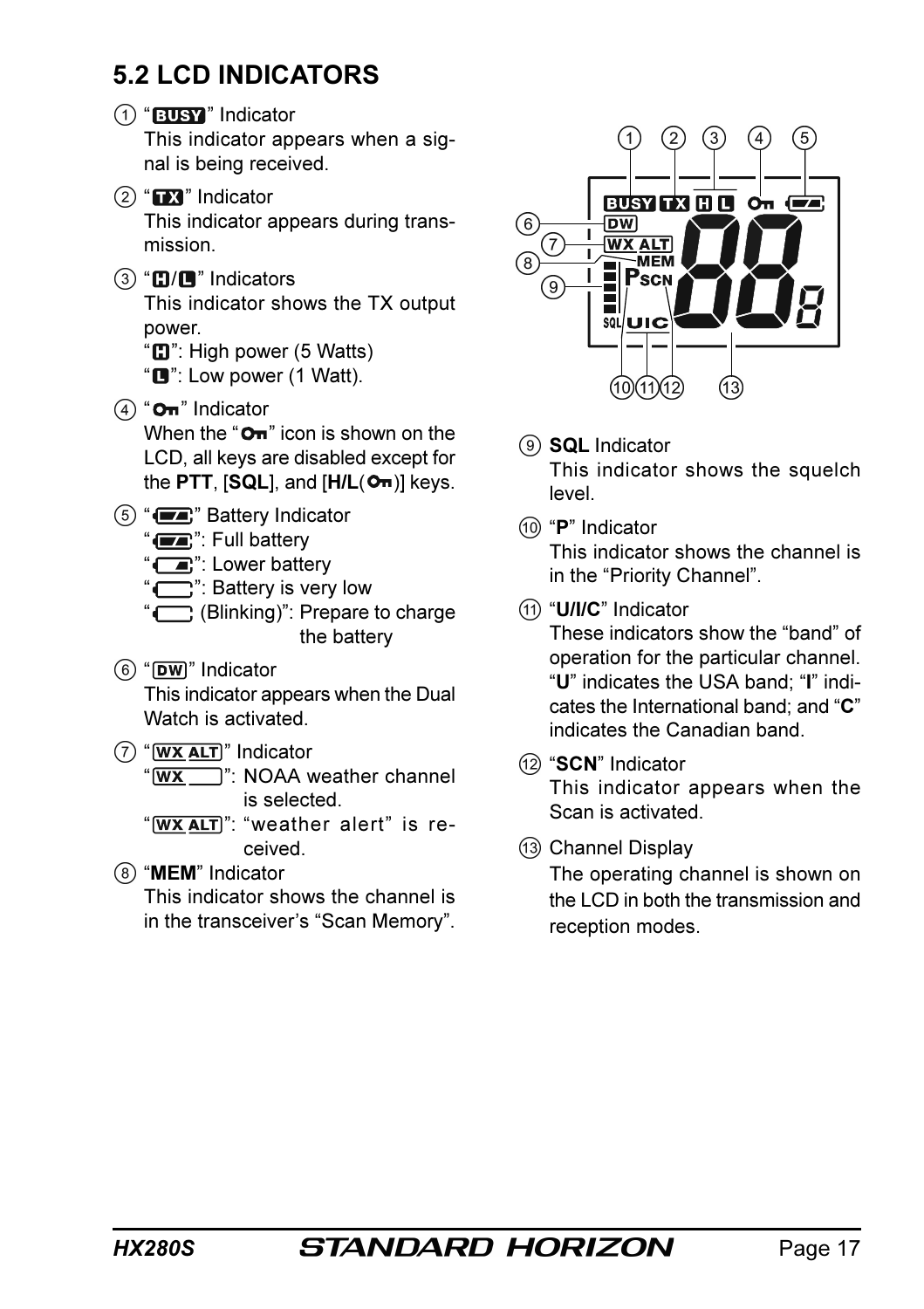## 5.2 LCD INDICATORS

① "BUSY" Indicator
This indicator appears when a signal is being received.

② "TX" Indicator
This indicator appears during transmission.

③ "H/L" Indicators
This indicator shows the TX output power.
"H": High power (5 Watts)
"L": Low power (1 Watt).

④ "O‑π" Indicator
When the "O‑π" icon is shown on the LCD, all keys are disabled except for the **PTT**, [**SQL**], and [**H/L**(O‑π)] keys.

⑤ "▭" Battery Indicator
"▭": Full battery
"▭": Lower battery
"▭": Battery is very low
"▭ (Blinking)": Prepare to charge the battery

⑥ "DW" Indicator
This indicator appears when the Dual Watch is activated.

⑦ "WX ALT" Indicator
"WX": NOAA weather channel is selected.
"WX ALT": "weather alert" is received.

⑧ "**MEM**" Indicator
This indicator shows the channel is in the transceiver's "Scan Memory".

⑨ **SQL** Indicator
This indicator shows the squelch level.

⑩ "**P**" Indicator
This indicator shows the channel is in the "Priority Channel".

⑪ "**U/I/C**" Indicator
These indicators show the "band" of operation for the particular channel. "**U**" indicates the USA band; "**I**" indicates the International band; and "**C**" indicates the Canadian band.

⑫ "**SCN**" Indicator
This indicator appears when the Scan is activated.

⑬ Channel Display
The operating channel is shown on the LCD in both the transmission and reception modes.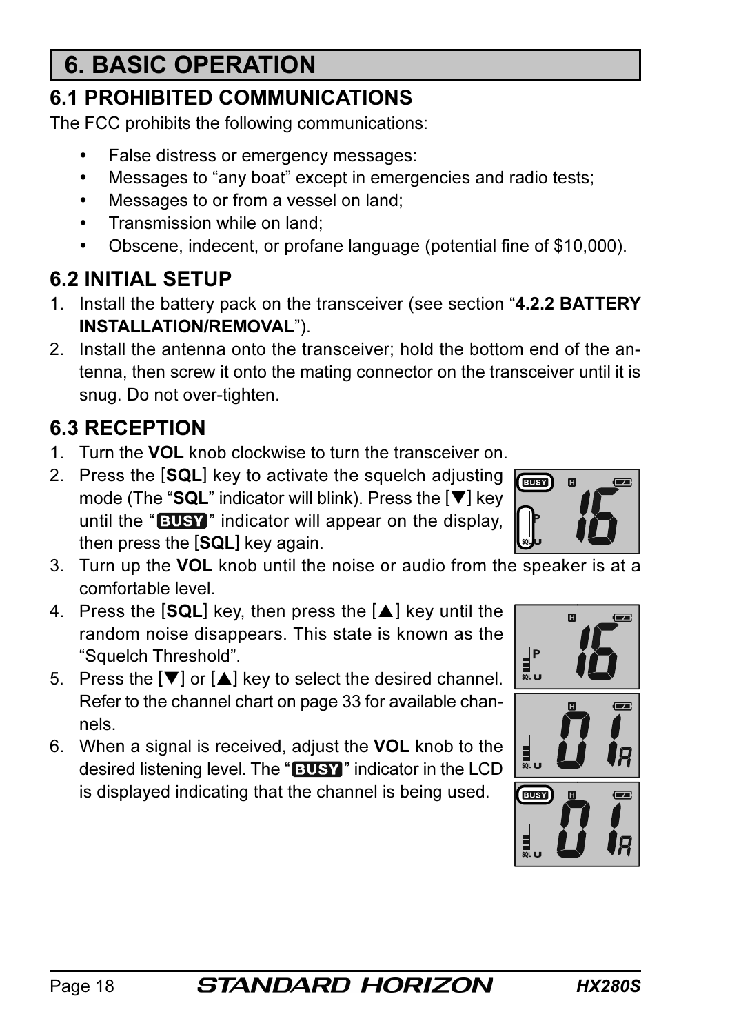# 6. BASIC OPERATION

## 6.1 PROHIBITED COMMUNICATIONS

The FCC prohibits the following communications:

- False distress or emergency messages:
- Messages to "any boat" except in emergencies and radio tests;
- Messages to or from a vessel on land;
- Transmission while on land;
- Obscene, indecent, or profane language (potential fine of $10,000).

## 6.2 INITIAL SETUP

1. Install the battery pack on the transceiver (see section "**4.2.2 BATTERY INSTALLATION/REMOVAL**").
2. Install the antenna onto the transceiver; hold the bottom end of the antenna, then screw it onto the mating connector on the transceiver until it is snug. Do not over-tighten.

## 6.3 RECEPTION

1. Turn the **VOL** knob clockwise to turn the transceiver on.
2. Press the [**SQL**] key to activate the squelch adjusting mode (The "**SQL**" indicator will blink). Press the [▼] key until the "**BUSY**" indicator will appear on the display, then press the [**SQL**] key again.
3. Turn up the **VOL** knob until the noise or audio from the speaker is at a comfortable level.
4. Press the [**SQL**] key, then press the [▲] key until the random noise disappears. This state is known as the "Squelch Threshold".
5. Press the [▼] or [▲] key to select the desired channel. Refer to the channel chart on page 33 for available channels.
6. When a signal is received, adjust the **VOL** knob to the desired listening level. The "**BUSY**" indicator in the LCD is displayed indicating that the channel is being used.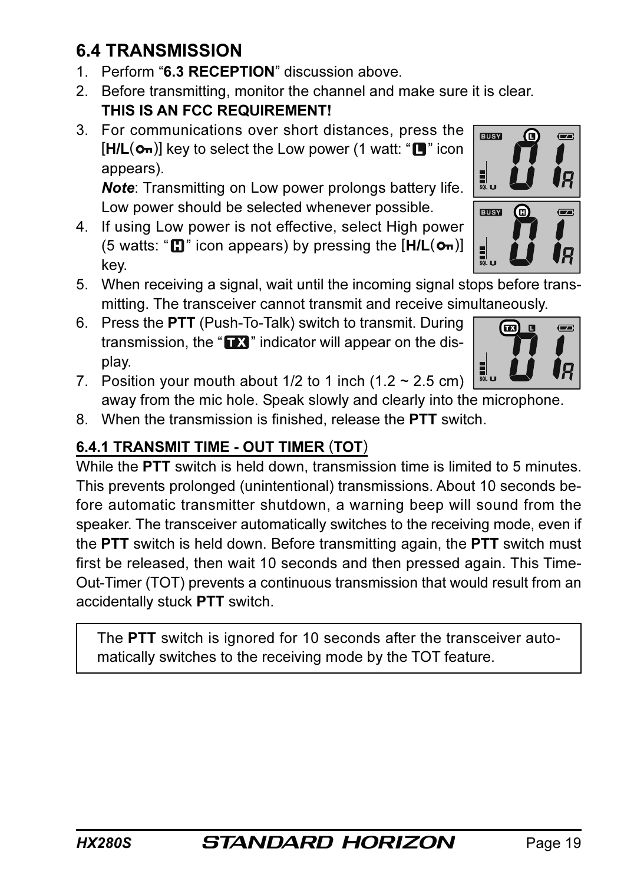## 6.4 TRANSMISSION

1. Perform "**6.3 RECEPTION**" discussion above.
2. Before transmitting, monitor the channel and make sure it is clear. **THIS IS AN FCC REQUIREMENT!**
3. For communications over short distances, press the [**H/L**(🔑)] key to select the Low power (1 watt: "L" icon appears).
   ***Note***: Transmitting on Low power prolongs battery life. Low power should be selected whenever possible.
4. If using Low power is not effective, select High power (5 watts: "H" icon appears) by pressing the [**H/L**(🔑)] key.
5. When receiving a signal, wait until the incoming signal stops before transmitting. The transceiver cannot transmit and receive simultaneously.
6. Press the **PTT** (Push-To-Talk) switch to transmit. During transmission, the "TX" indicator will appear on the display.
7. Position your mouth about 1/2 to 1 inch (1.2 ~ 2.5 cm) away from the mic hole. Speak slowly and clearly into the microphone.
8. When the transmission is finished, release the **PTT** switch.

### 6.4.1 TRANSMIT TIME - OUT TIMER (TOT)

While the **PTT** switch is held down, transmission time is limited to 5 minutes. This prevents prolonged (unintentional) transmissions. About 10 seconds before automatic transmitter shutdown, a warning beep will sound from the speaker. The transceiver automatically switches to the receiving mode, even if the **PTT** switch is held down. Before transmitting again, the **PTT** switch must first be released, then wait 10 seconds and then pressed again. This Time-Out-Timer (TOT) prevents a continuous transmission that would result from an accidentally stuck **PTT** switch.

> The **PTT** switch is ignored for 10 seconds after the transceiver automatically switches to the receiving mode by the TOT feature.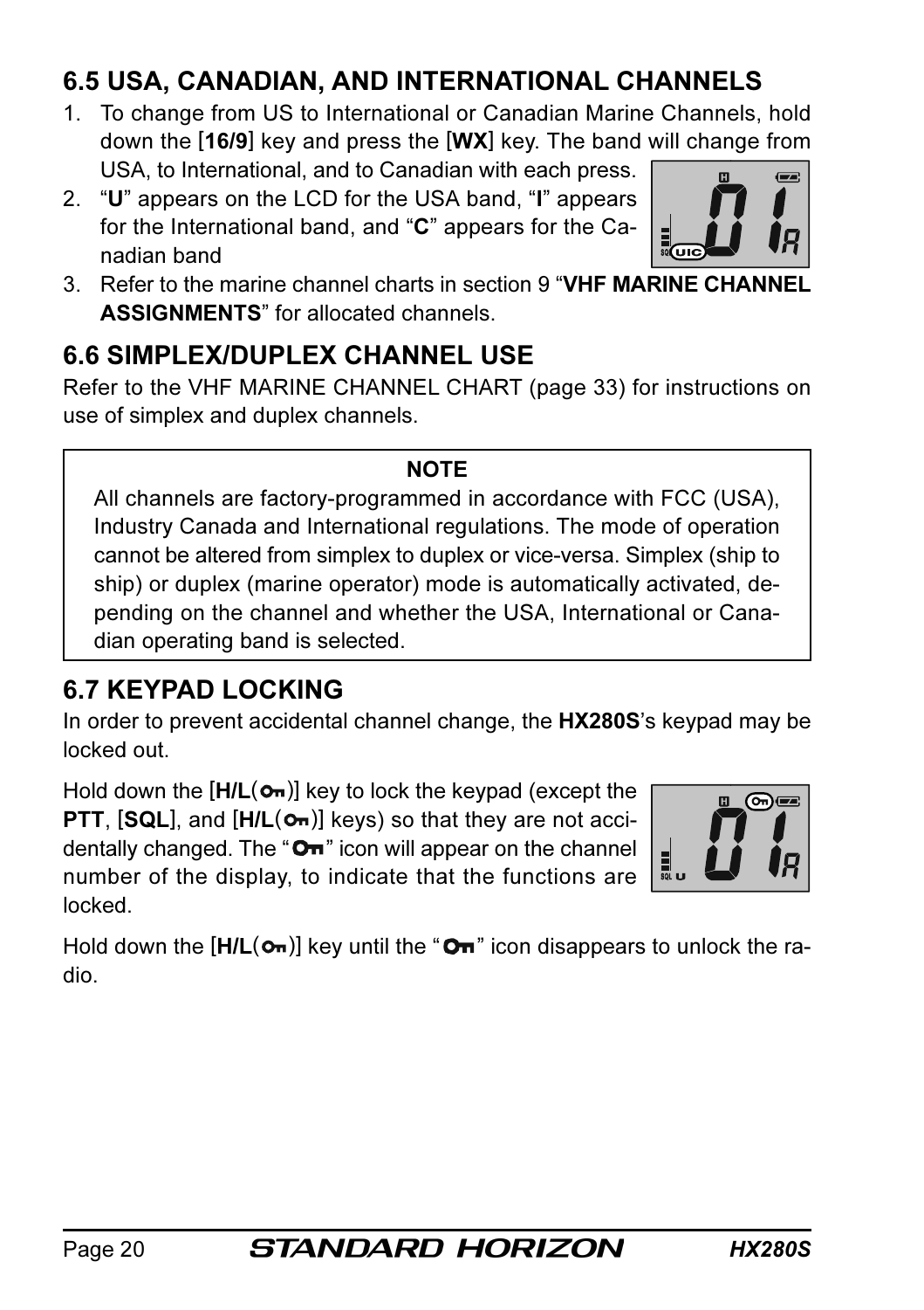## 6.5 USA, CANADIAN, AND INTERNATIONAL CHANNELS

1. To change from US to International or Canadian Marine Channels, hold down the [**16/9**] key and press the [**WX**] key. The band will change from USA, to International, and to Canadian with each press.
2. "**U**" appears on the LCD for the USA band, "**I**" appears for the International band, and "**C**" appears for the Canadian band
3. Refer to the marine channel charts in section 9 "**VHF MARINE CHANNEL ASSIGNMENTS**" for allocated channels.

## 6.6 SIMPLEX/DUPLEX CHANNEL USE

Refer to the VHF MARINE CHANNEL CHART (page 33) for instructions on use of simplex and duplex channels.

> **NOTE**
>
> All channels are factory-programmed in accordance with FCC (USA), Industry Canada and International regulations. The mode of operation cannot be altered from simplex to duplex or vice-versa. Simplex (ship to ship) or duplex (marine operator) mode is automatically activated, depending on the channel and whether the USA, International or Canadian operating band is selected.

## 6.7 KEYPAD LOCKING

In order to prevent accidental channel change, the **HX280S**'s keypad may be locked out.

Hold down the [**H/L**(key icon)] key to lock the keypad (except the **PTT**, [**SQL**], and [**H/L**(key icon)] keys) so that they are not accidentally changed. The "key icon" icon will appear on the channel number of the display, to indicate that the functions are locked.

Hold down the [**H/L**(key icon)] key until the "key icon" icon disappears to unlock the radio.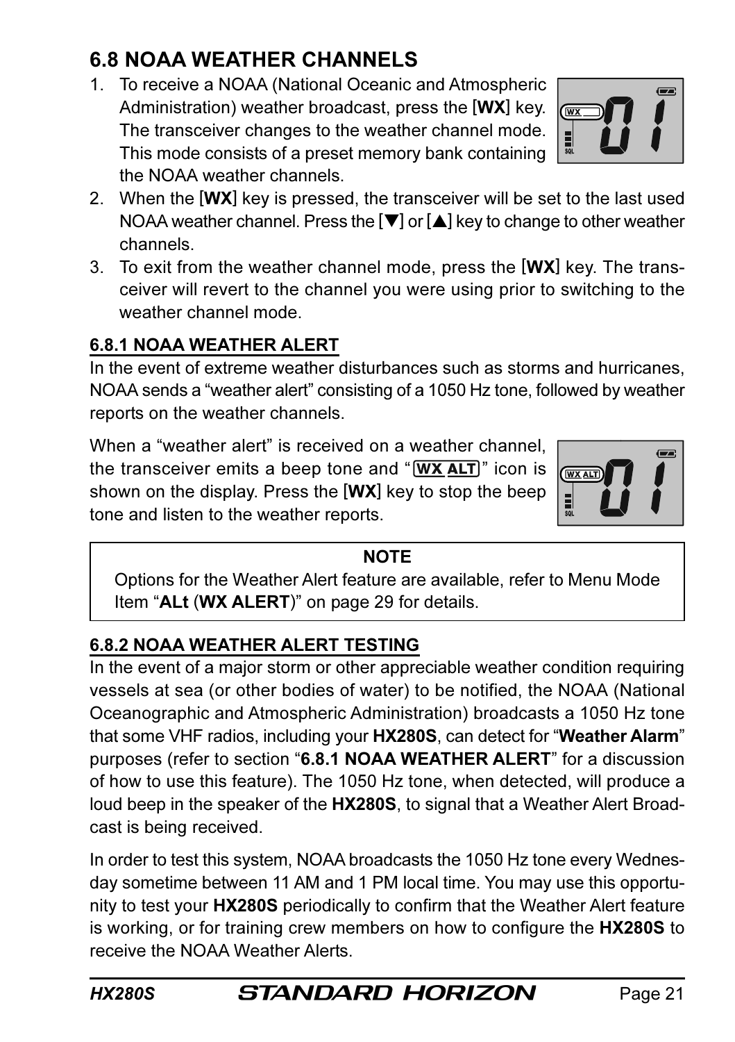## 6.8 NOAA WEATHER CHANNELS

1. To receive a NOAA (National Oceanic and Atmospheric Administration) weather broadcast, press the [**WX**] key. The transceiver changes to the weather channel mode. This mode consists of a preset memory bank containing the NOAA weather channels.
2. When the [**WX**] key is pressed, the transceiver will be set to the last used NOAA weather channel. Press the [▼] or [▲] key to change to other weather channels.
3. To exit from the weather channel mode, press the [**WX**] key. The transceiver will revert to the channel you were using prior to switching to the weather channel mode.

### 6.8.1 NOAA WEATHER ALERT

In the event of extreme weather disturbances such as storms and hurricanes, NOAA sends a "weather alert" consisting of a 1050 Hz tone, followed by weather reports on the weather channels.

When a "weather alert" is received on a weather channel, the transceiver emits a beep tone and "WX ALT" icon is shown on the display. Press the [**WX**] key to stop the beep tone and listen to the weather reports.

> **NOTE**
>
> Options for the Weather Alert feature are available, refer to Menu Mode Item "**ALt** (**WX ALERT**)" on page 29 for details.

### 6.8.2 NOAA WEATHER ALERT TESTING

In the event of a major storm or other appreciable weather condition requiring vessels at sea (or other bodies of water) to be notified, the NOAA (National Oceanographic and Atmospheric Administration) broadcasts a 1050 Hz tone that some VHF radios, including your **HX280S**, can detect for "**Weather Alarm**" purposes (refer to section "**6.8.1 NOAA WEATHER ALERT**" for a discussion of how to use this feature). The 1050 Hz tone, when detected, will produce a loud beep in the speaker of the **HX280S**, to signal that a Weather Alert Broadcast is being received.

In order to test this system, NOAA broadcasts the 1050 Hz tone every Wednesday sometime between 11 AM and 1 PM local time. You may use this opportunity to test your **HX280S** periodically to confirm that the Weather Alert feature is working, or for training crew members on how to configure the **HX280S** to receive the NOAA Weather Alerts.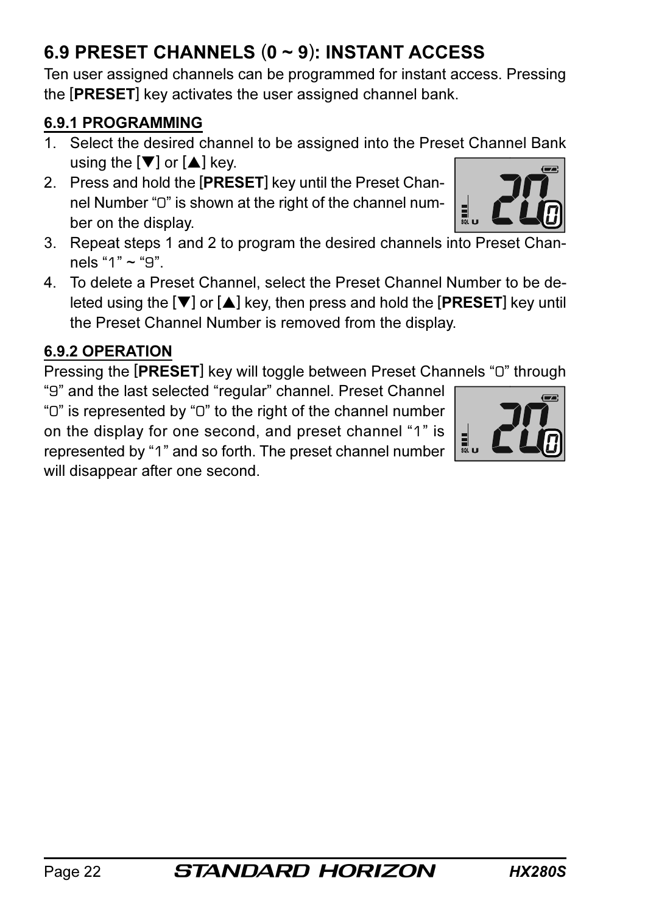## 6.9 PRESET CHANNELS (0 ~ 9): INSTANT ACCESS

Ten user assigned channels can be programmed for instant access. Pressing the [**PRESET**] key activates the user assigned channel bank.

### 6.9.1 PROGRAMMING

1. Select the desired channel to be assigned into the Preset Channel Bank using the [▼] or [▲] key.
2. Press and hold the [**PRESET**] key until the Preset Channel Number "0" is shown at the right of the channel number on the display.
3. Repeat steps 1 and 2 to program the desired channels into Preset Channels "1" ~ "9".
4. To delete a Preset Channel, select the Preset Channel Number to be deleted using the [▼] or [▲] key, then press and hold the [**PRESET**] key until the Preset Channel Number is removed from the display.

### 6.9.2 OPERATION

Pressing the [**PRESET**] key will toggle between Preset Channels "0" through "9" and the last selected "regular" channel. Preset Channel "0" is represented by "0" to the right of the channel number on the display for one second, and preset channel "1" is represented by "1" and so forth. The preset channel number will disappear after one second.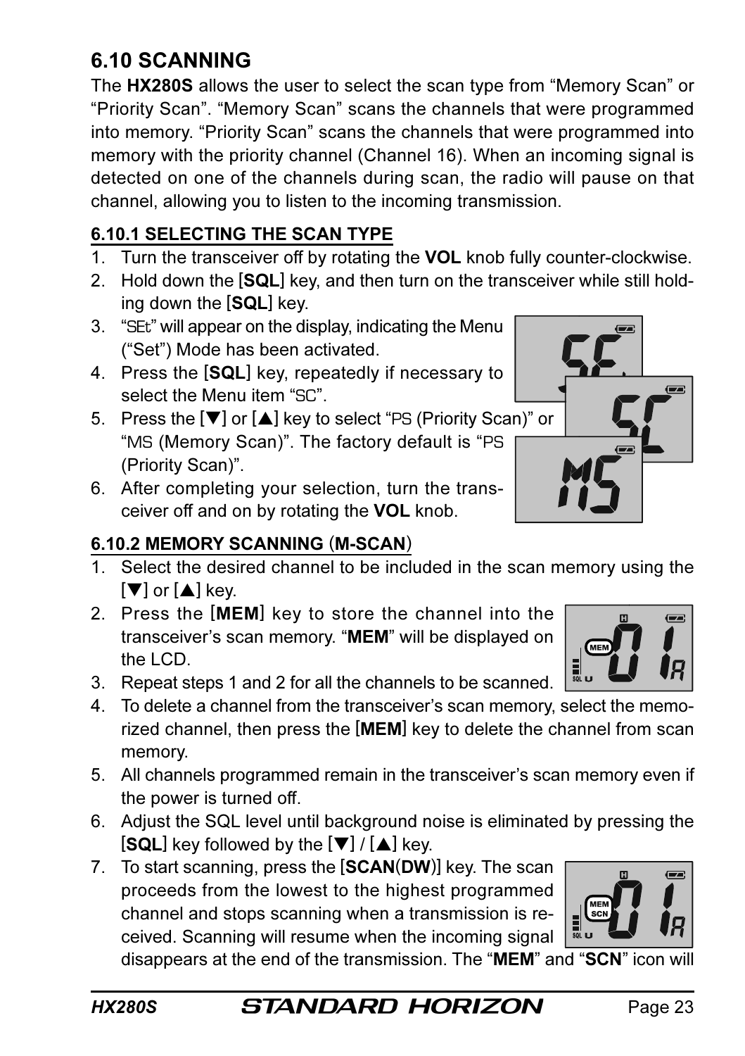## 6.10 SCANNING

The **HX280S** allows the user to select the scan type from "Memory Scan" or "Priority Scan". "Memory Scan" scans the channels that were programmed into memory. "Priority Scan" scans the channels that were programmed into memory with the priority channel (Channel 16). When an incoming signal is detected on one of the channels during scan, the radio will pause on that channel, allowing you to listen to the incoming transmission.

### 6.10.1 SELECTING THE SCAN TYPE

1. Turn the transceiver off by rotating the **VOL** knob fully counter-clockwise.
2. Hold down the [**SQL**] key, and then turn on the transceiver while still holding down the [**SQL**] key.
3. "SEt" will appear on the display, indicating the Menu ("Set") Mode has been activated.
4. Press the [**SQL**] key, repeatedly if necessary to select the Menu item "SC".
5. Press the [▼] or [▲] key to select "PS (Priority Scan)" or "MS (Memory Scan)". The factory default is "PS (Priority Scan)".
6. After completing your selection, turn the transceiver off and on by rotating the **VOL** knob.

### 6.10.2 MEMORY SCANNING (M-SCAN)

1. Select the desired channel to be included in the scan memory using the [▼] or [▲] key.
2. Press the [**MEM**] key to store the channel into the transceiver's scan memory. "**MEM**" will be displayed on the LCD.
3. Repeat steps 1 and 2 for all the channels to be scanned.
4. To delete a channel from the transceiver's scan memory, select the memorized channel, then press the [**MEM**] key to delete the channel from scan memory.
5. All channels programmed remain in the transceiver's scan memory even if the power is turned off.
6. Adjust the SQL level until background noise is eliminated by pressing the [**SQL**] key followed by the [▼] / [▲] key.
7. To start scanning, press the [**SCAN**(**DW**)] key. The scan proceeds from the lowest to the highest programmed channel and stops scanning when a transmission is received. Scanning will resume when the incoming signal disappears at the end of the transmission. The "**MEM**" and "**SCN**" icon will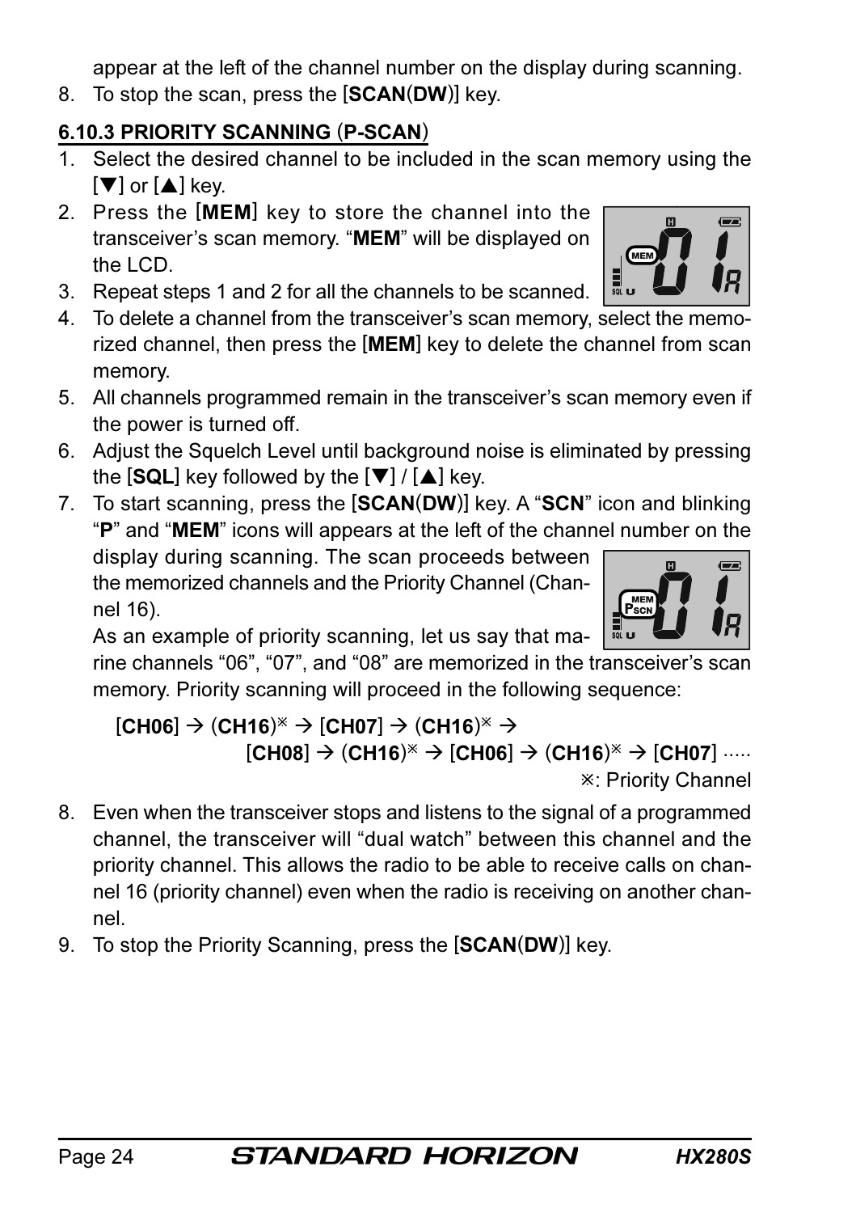appear at the left of the channel number on the display during scanning.

8. To stop the scan, press the [**SCAN**(**DW**)] key.

### 6.10.3 PRIORITY SCANNING (P-SCAN)

1. Select the desired channel to be included in the scan memory using the [▼] or [▲] key.
2. Press the [**MEM**] key to store the channel into the transceiver's scan memory. "**MEM**" will be displayed on the LCD.
3. Repeat steps 1 and 2 for all the channels to be scanned.
4. To delete a channel from the transceiver's scan memory, select the memorized channel, then press the [**MEM**] key to delete the channel from scan memory.
5. All channels programmed remain in the transceiver's scan memory even if the power is turned off.
6. Adjust the Squelch Level until background noise is eliminated by pressing the [**SQL**] key followed by the [▼] / [▲] key.
7. To start scanning, press the [**SCAN**(**DW**)] key. A "**SCN**" icon and blinking "**P**" and "**MEM**" icons will appears at the left of the channel number on the display during scanning. The scan proceeds between the memorized channels and the Priority Channel (Channel 16).
   As an example of priority scanning, let us say that marine channels "06", "07", and "08" are memorized in the transceiver's scan memory. Priority scanning will proceed in the following sequence:

   [**CH06**] → (**CH16**)※ → [**CH07**] → (**CH16**)※ →
   [**CH08**] → (**CH16**)※ → [**CH06**] → (**CH16**)※ → [**CH07**] .....

   ※: Priority Channel
8. Even when the transceiver stops and listens to the signal of a programmed channel, the transceiver will "dual watch" between this channel and the priority channel. This allows the radio to be able to receive calls on channel 16 (priority channel) even when the radio is receiving on another channel.
9. To stop the Priority Scanning, press the [**SCAN**(**DW**)] key.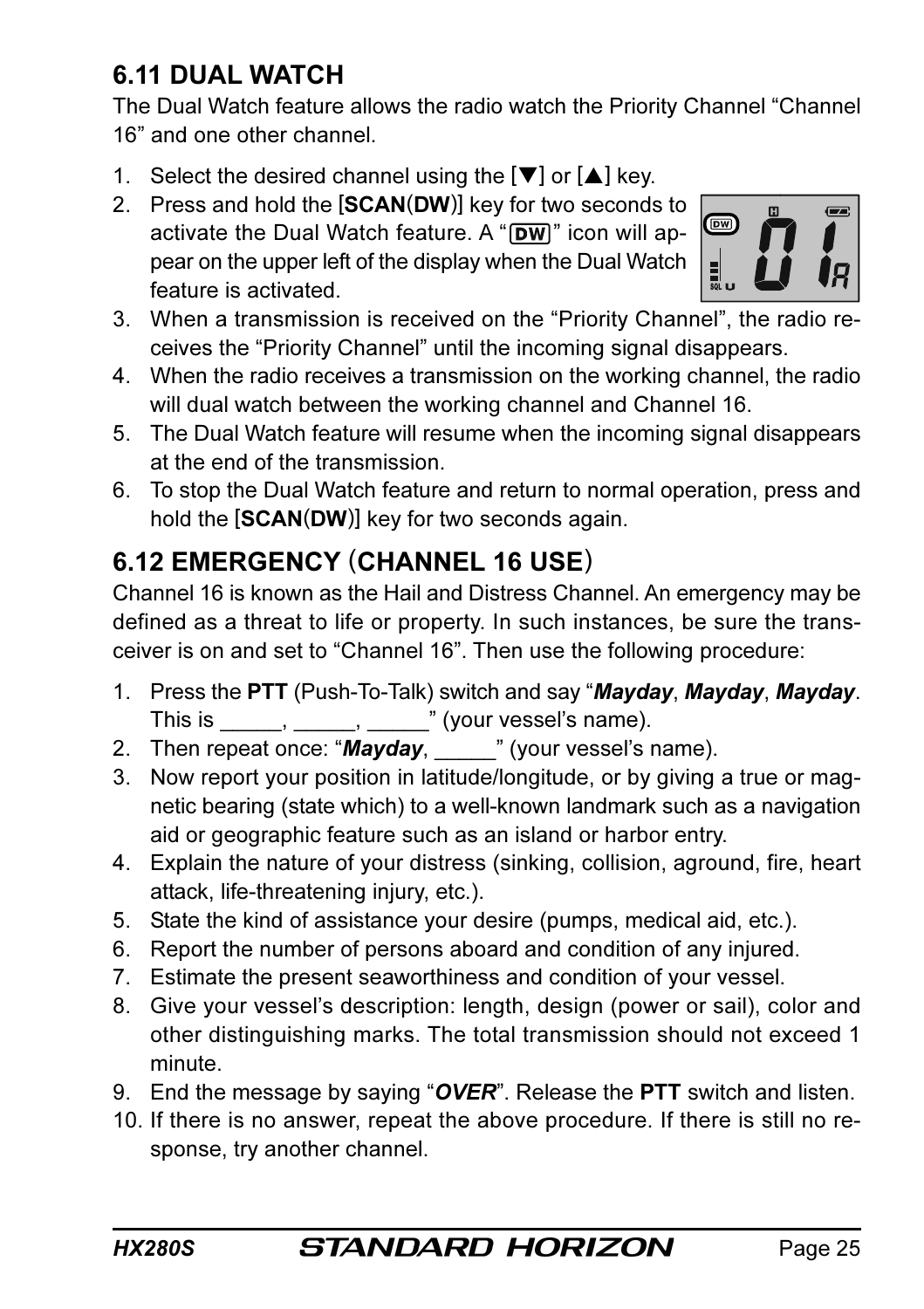## 6.11 DUAL WATCH

The Dual Watch feature allows the radio watch the Priority Channel "Channel 16" and one other channel.

1. Select the desired channel using the [▼] or [▲] key.
2. Press and hold the [**SCAN**(**DW**)] key for two seconds to activate the Dual Watch feature. A "DW" icon will appear on the upper left of the display when the Dual Watch feature is activated.
3. When a transmission is received on the "Priority Channel", the radio receives the "Priority Channel" until the incoming signal disappears.
4. When the radio receives a transmission on the working channel, the radio will dual watch between the working channel and Channel 16.
5. The Dual Watch feature will resume when the incoming signal disappears at the end of the transmission.
6. To stop the Dual Watch feature and return to normal operation, press and hold the [**SCAN**(**DW**)] key for two seconds again.

## 6.12 EMERGENCY (CHANNEL 16 USE)

Channel 16 is known as the Hail and Distress Channel. An emergency may be defined as a threat to life or property. In such instances, be sure the transceiver is on and set to "Channel 16". Then use the following procedure:

1. Press the **PTT** (Push-To-Talk) switch and say "***Mayday***, ***Mayday***, ***Mayday***. This is _____, _____, _____" (your vessel's name).
2. Then repeat once: "***Mayday***, _____" (your vessel's name).
3. Now report your position in latitude/longitude, or by giving a true or magnetic bearing (state which) to a well-known landmark such as a navigation aid or geographic feature such as an island or harbor entry.
4. Explain the nature of your distress (sinking, collision, aground, fire, heart attack, life-threatening injury, etc.).
5. State the kind of assistance your desire (pumps, medical aid, etc.).
6. Report the number of persons aboard and condition of any injured.
7. Estimate the present seaworthiness and condition of your vessel.
8. Give your vessel's description: length, design (power or sail), color and other distinguishing marks. The total transmission should not exceed 1 minute.
9. End the message by saying "***OVER***". Release the **PTT** switch and listen.
10. If there is no answer, repeat the above procedure. If there is still no response, try another channel.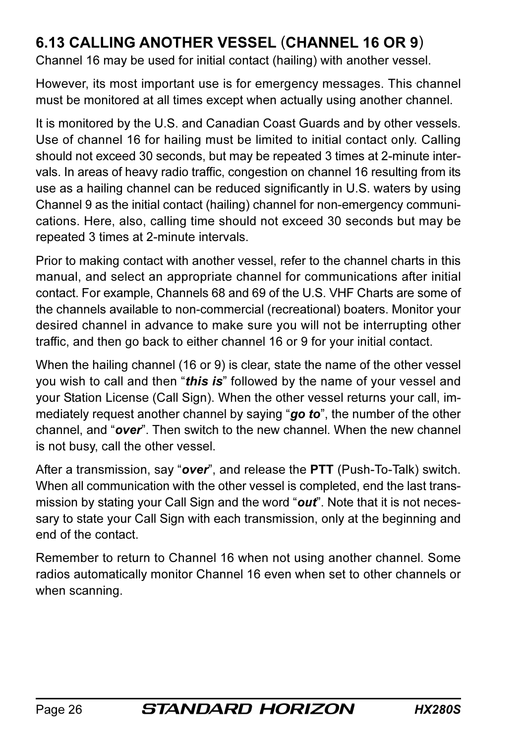## 6.13 CALLING ANOTHER VESSEL (CHANNEL 16 OR 9)

Channel 16 may be used for initial contact (hailing) with another vessel.

However, its most important use is for emergency messages. This channel must be monitored at all times except when actually using another channel.

It is monitored by the U.S. and Canadian Coast Guards and by other vessels. Use of channel 16 for hailing must be limited to initial contact only. Calling should not exceed 30 seconds, but may be repeated 3 times at 2-minute intervals. In areas of heavy radio traffic, congestion on channel 16 resulting from its use as a hailing channel can be reduced significantly in U.S. waters by using Channel 9 as the initial contact (hailing) channel for non-emergency communications. Here, also, calling time should not exceed 30 seconds but may be repeated 3 times at 2-minute intervals.

Prior to making contact with another vessel, refer to the channel charts in this manual, and select an appropriate channel for communications after initial contact. For example, Channels 68 and 69 of the U.S. VHF Charts are some of the channels available to non-commercial (recreational) boaters. Monitor your desired channel in advance to make sure you will not be interrupting other traffic, and then go back to either channel 16 or 9 for your initial contact.

When the hailing channel (16 or 9) is clear, state the name of the other vessel you wish to call and then "***this is***" followed by the name of your vessel and your Station License (Call Sign). When the other vessel returns your call, immediately request another channel by saying "***go to***", the number of the other channel, and "***over***". Then switch to the new channel. When the new channel is not busy, call the other vessel.

After a transmission, say "***over***", and release the **PTT** (Push-To-Talk) switch. When all communication with the other vessel is completed, end the last transmission by stating your Call Sign and the word "***out***". Note that it is not necessary to state your Call Sign with each transmission, only at the beginning and end of the contact.

Remember to return to Channel 16 when not using another channel. Some radios automatically monitor Channel 16 even when set to other channels or when scanning.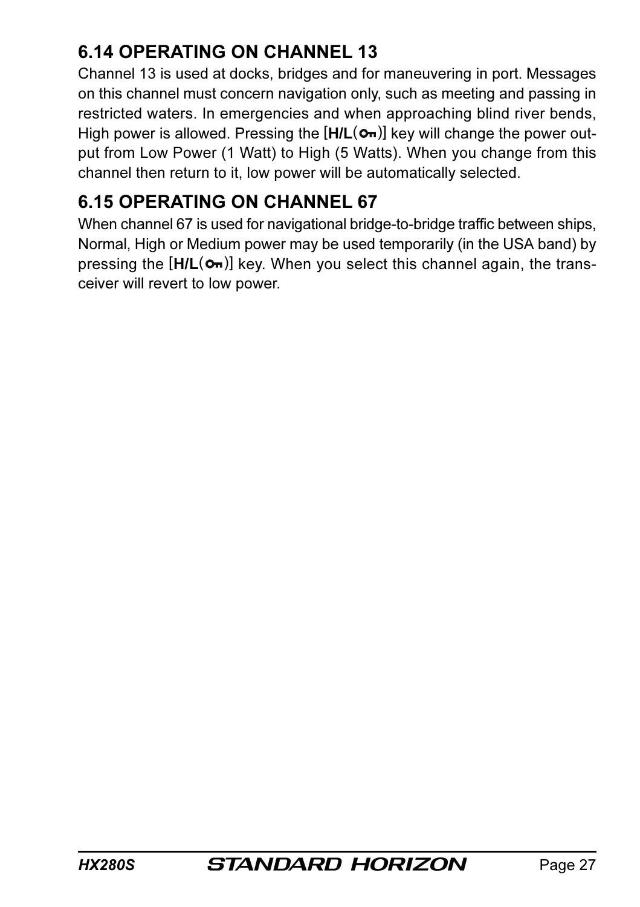## 6.14 OPERATING ON CHANNEL 13

Channel 13 is used at docks, bridges and for maneuvering in port. Messages on this channel must concern navigation only, such as meeting and passing in restricted waters. In emergencies and when approaching blind river bends, High power is allowed. Pressing the [**H/L**(🔑)] key will change the power output from Low Power (1 Watt) to High (5 Watts). When you change from this channel then return to it, low power will be automatically selected.

## 6.15 OPERATING ON CHANNEL 67

When channel 67 is used for navigational bridge-to-bridge traffic between ships, Normal, High or Medium power may be used temporarily (in the USA band) by pressing the [**H/L**(🔑)] key. When you select this channel again, the transceiver will revert to low power.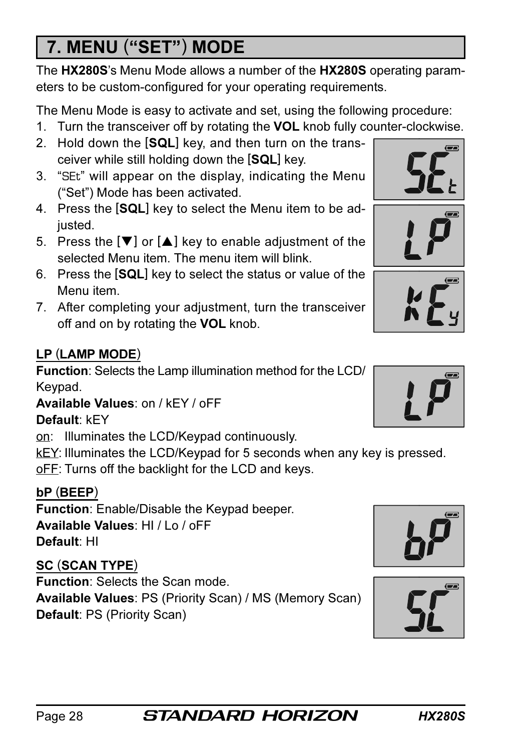# 7. MENU ("SET") MODE

The **HX280S**'s Menu Mode allows a number of the **HX280S** operating parameters to be custom-configured for your operating requirements.

The Menu Mode is easy to activate and set, using the following procedure:

1. Turn the transceiver off by rotating the **VOL** knob fully counter-clockwise.
2. Hold down the [**SQL**] key, and then turn on the transceiver while still holding down the [**SQL**] key.
3. "SEt" will appear on the display, indicating the Menu ("Set") Mode has been activated.
4. Press the [**SQL**] key to select the Menu item to be adjusted.
5. Press the [▼] or [▲] key to enable adjustment of the selected Menu item. The menu item will blink.
6. Press the [**SQL**] key to select the status or value of the Menu item.
7. After completing your adjustment, turn the transceiver off and on by rotating the **VOL** knob.

**LP (LAMP MODE)**

**Function**: Selects the Lamp illumination method for the LCD/Keypad.
**Available Values**: on / kEY / oFF
**Default**: kEY

on: Illuminates the LCD/Keypad continuously.
kEY: Illuminates the LCD/Keypad for 5 seconds when any key is pressed.
oFF: Turns off the backlight for the LCD and keys.

**bP (BEEP)**

**Function**: Enable/Disable the Keypad beeper.
**Available Values**: HI / Lo / oFF
**Default**: HI

**SC (SCAN TYPE)**

**Function**: Selects the Scan mode.
**Available Values**: PS (Priority Scan) / MS (Memory Scan)
**Default**: PS (Priority Scan)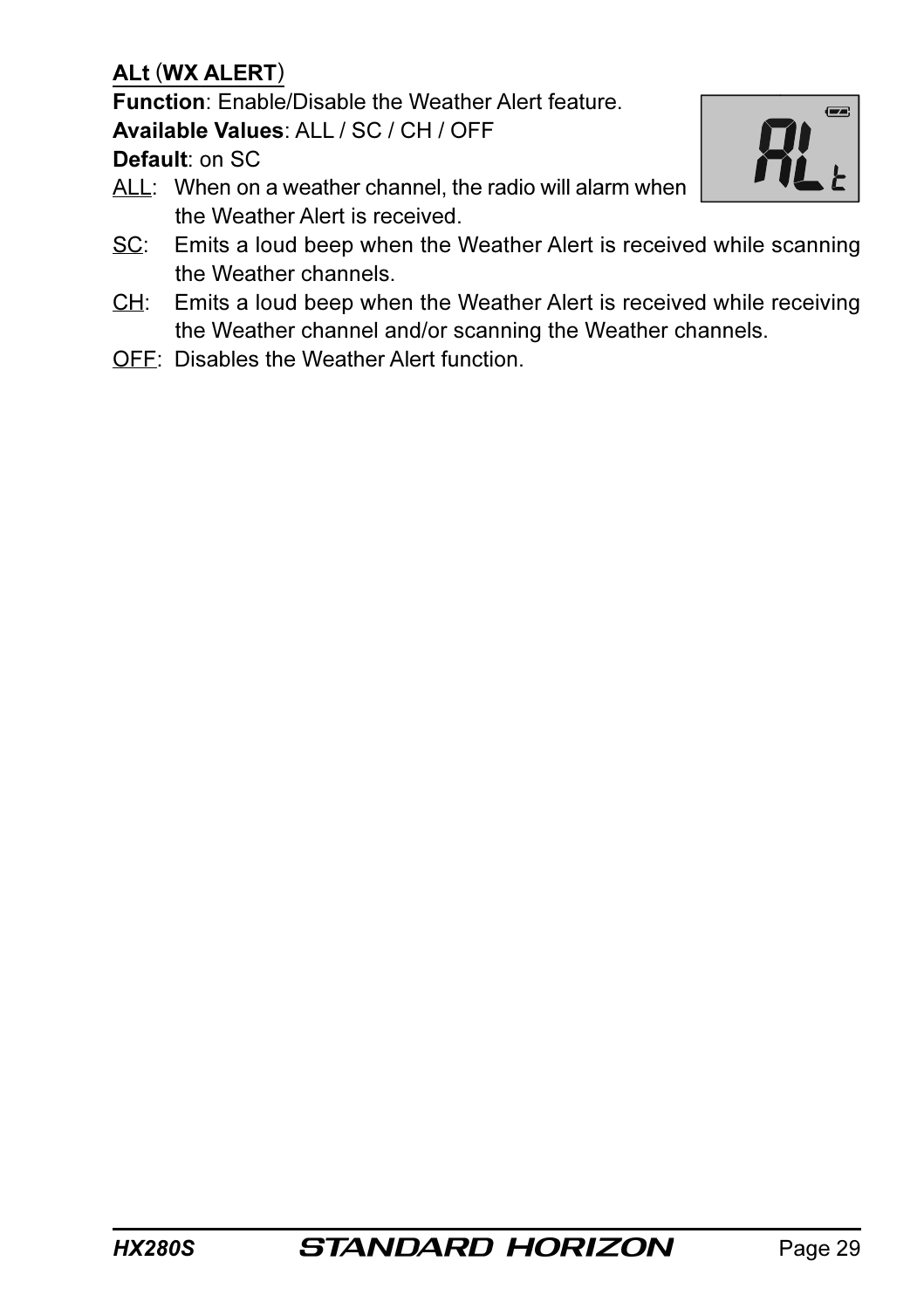**ALt (WX ALERT)**

**Function**: Enable/Disable the Weather Alert feature.

**Available Values**: ALL / SC / CH / OFF

**Default**: on SC

ALL: When on a weather channel, the radio will alarm when the Weather Alert is received.

SC: Emits a loud beep when the Weather Alert is received while scanning the Weather channels.

CH: Emits a loud beep when the Weather Alert is received while receiving the Weather channel and/or scanning the Weather channels.

OFF: Disables the Weather Alert function.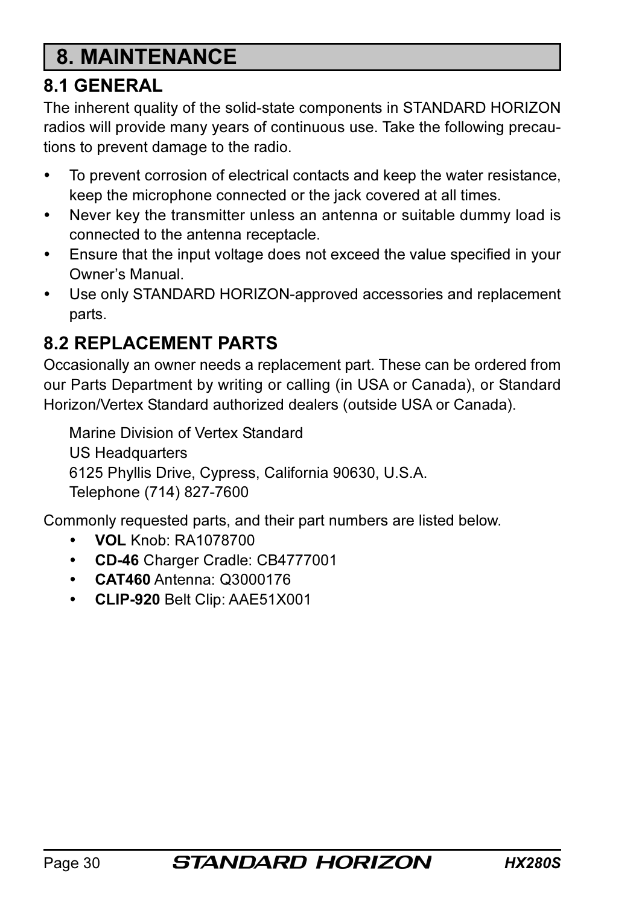# 8. MAINTENANCE

## 8.1 GENERAL

The inherent quality of the solid-state components in STANDARD HORIZON radios will provide many years of continuous use. Take the following precautions to prevent damage to the radio.

- To prevent corrosion of electrical contacts and keep the water resistance, keep the microphone connected or the jack covered at all times.
- Never key the transmitter unless an antenna or suitable dummy load is connected to the antenna receptacle.
- Ensure that the input voltage does not exceed the value specified in your Owner's Manual.
- Use only STANDARD HORIZON-approved accessories and replacement parts.

## 8.2 REPLACEMENT PARTS

Occasionally an owner needs a replacement part. These can be ordered from our Parts Department by writing or calling (in USA or Canada), or Standard Horizon/Vertex Standard authorized dealers (outside USA or Canada).

Marine Division of Vertex Standard
US Headquarters
6125 Phyllis Drive, Cypress, California 90630, U.S.A.
Telephone (714) 827-7600

Commonly requested parts, and their part numbers are listed below.

- **VOL** Knob: RA1078700
- **CD-46** Charger Cradle: CB4777001
- **CAT460** Antenna: Q3000176
- **CLIP-920** Belt Clip: AAE51X001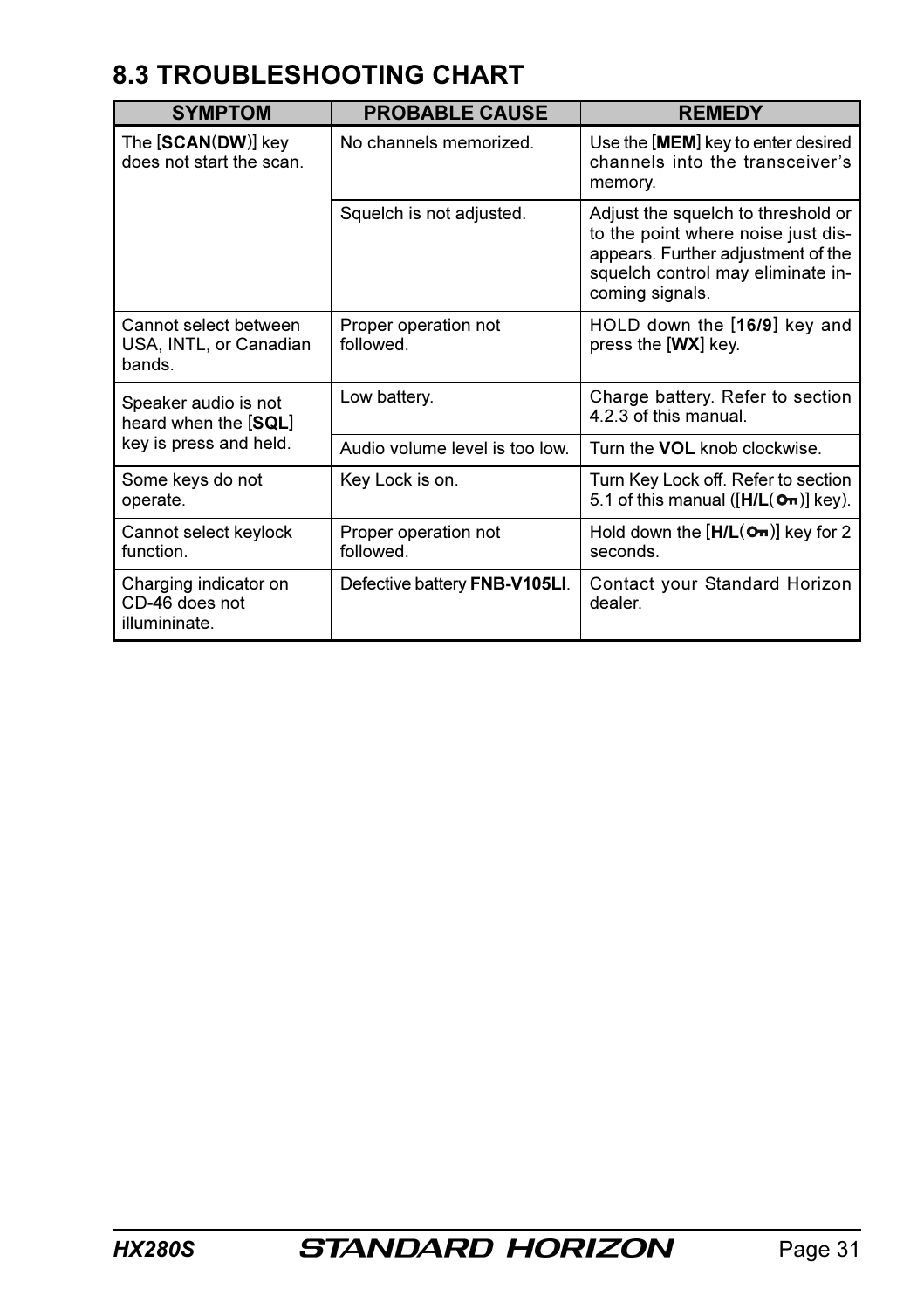## 8.3 TROUBLESHOOTING CHART

| SYMPTOM | PROBABLE CAUSE | REMEDY |
|---|---|---|
| The [**SCAN**(**DW**)] key does not start the scan. | No channels memorized. | Use the [**MEM**] key to enter desired channels into the transceiver's memory. |
| | Squelch is not adjusted. | Adjust the squelch to threshold or to the point where noise just disappears. Further adjustment of the squelch control may eliminate incoming signals. |
| Cannot select between USA, INTL, or Canadian bands. | Proper operation not followed. | HOLD down the [**16/9**] key and press the [**WX**] key. |
| Speaker audio is not heard when the [**SQL**] key is press and held. | Low battery. | Charge battery. Refer to section 4.2.3 of this manual. |
| | Audio volume level is too low. | Turn the **VOL** knob clockwise. |
| Some keys do not operate. | Key Lock is on. | Turn Key Lock off. Refer to section 5.1 of this manual ([**H/L**(🔑)] key). |
| Cannot select keylock function. | Proper operation not followed. | Hold down the [**H/L**(🔑)] key for 2 seconds. |
| Charging indicator on CD-46 does not illumininate. | Defective battery **FNB-V105LI**. | Contact your Standard Horizon dealer. |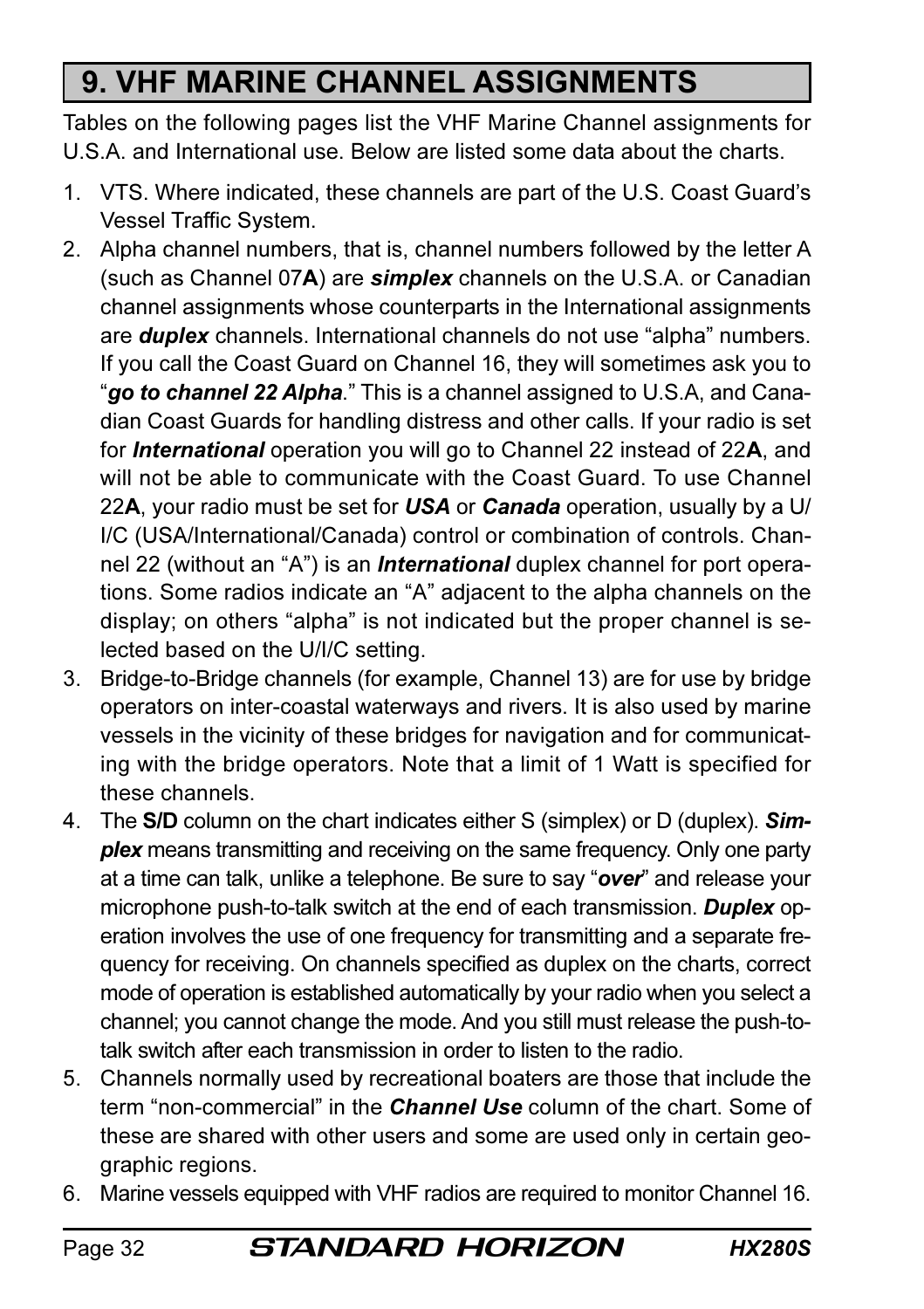# 9. VHF MARINE CHANNEL ASSIGNMENTS

Tables on the following pages list the VHF Marine Channel assignments for U.S.A. and International use. Below are listed some data about the charts.

1. VTS. Where indicated, these channels are part of the U.S. Coast Guard's Vessel Traffic System.
2. Alpha channel numbers, that is, channel numbers followed by the letter A (such as Channel 07**A**) are ***simplex*** channels on the U.S.A. or Canadian channel assignments whose counterparts in the International assignments are ***duplex*** channels. International channels do not use "alpha" numbers. If you call the Coast Guard on Channel 16, they will sometimes ask you to "***go to channel 22 Alpha***." This is a channel assigned to U.S.A, and Canadian Coast Guards for handling distress and other calls. If your radio is set for ***International*** operation you will go to Channel 22 instead of 22**A**, and will not be able to communicate with the Coast Guard. To use Channel 22**A**, your radio must be set for ***USA*** or ***Canada*** operation, usually by a U/I/C (USA/International/Canada) control or combination of controls. Channel 22 (without an "A") is an ***International*** duplex channel for port operations. Some radios indicate an "A" adjacent to the alpha channels on the display; on others "alpha" is not indicated but the proper channel is selected based on the U/I/C setting.
3. Bridge-to-Bridge channels (for example, Channel 13) are for use by bridge operators on inter-coastal waterways and rivers. It is also used by marine vessels in the vicinity of these bridges for navigation and for communicating with the bridge operators. Note that a limit of 1 Watt is specified for these channels.
4. The **S/D** column on the chart indicates either S (simplex) or D (duplex). ***Simplex*** means transmitting and receiving on the same frequency. Only one party at a time can talk, unlike a telephone. Be sure to say "***over***" and release your microphone push-to-talk switch at the end of each transmission. ***Duplex*** operation involves the use of one frequency for transmitting and a separate frequency for receiving. On channels specified as duplex on the charts, correct mode of operation is established automatically by your radio when you select a channel; you cannot change the mode. And you still must release the push-to-talk switch after each transmission in order to listen to the radio.
5. Channels normally used by recreational boaters are those that include the term "non-commercial" in the ***Channel Use*** column of the chart. Some of these are shared with other users and some are used only in certain geographic regions.
6. Marine vessels equipped with VHF radios are required to monitor Channel 16.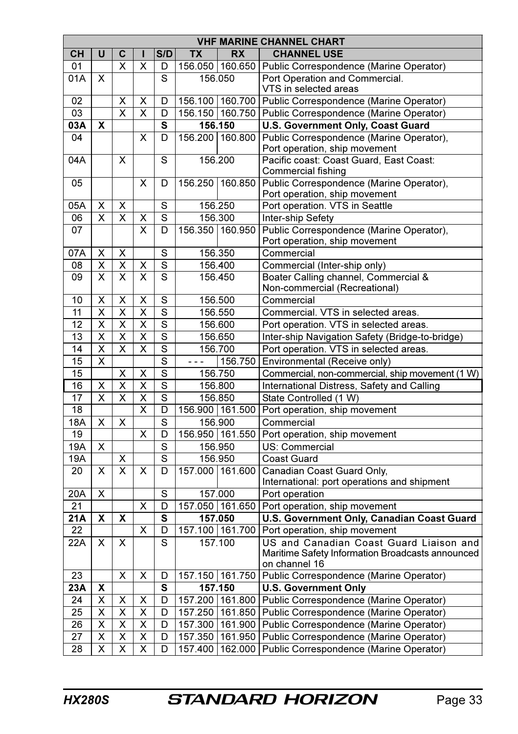| VHF MARINE CHANNEL CHART | | | | | | | |
|---|---|---|---|---|---|---|---|
| **CH** | **U** | **C** | **I** | **S/D** | **TX** | **RX** | **CHANNEL USE** |
| 01 | | X | X | D | 156.050 | 160.650 | Public Correspondence (Marine Operator) |
| 01A | X | | | S | 156.050 | | Port Operation and Commercial. VTS in selected areas |
| 02 | | X | X | D | 156.100 | 160.700 | Public Correspondence (Marine Operator) |
| 03 | | X | X | D | 156.150 | 160.750 | Public Correspondence (Marine Operator) |
| **03A** | **X** | | | **S** | **156.150** | | **U.S. Government Only, Coast Guard** |
| 04 | | | X | D | 156.200 | 160.800 | Public Correspondence (Marine Operator), Port operation, ship movement |
| 04A | | X | | S | 156.200 | | Pacific coast: Coast Guard, East Coast: Commercial fishing |
| 05 | | | X | D | 156.250 | 160.850 | Public Correspondence (Marine Operator), Port operation, ship movement |
| 05A | X | X | | S | 156.250 | | Port operation. VTS in Seattle |
| 06 | X | X | X | S | 156.300 | | Inter-ship Sefety |
| 07 | | | X | D | 156.350 | 160.950 | Public Correspondence (Marine Operator), Port operation, ship movement |
| 07A | X | X | | S | 156.350 | | Commercial |
| 08 | X | X | X | S | 156.400 | | Commercial (Inter-ship only) |
| 09 | X | X | X | S | 156.450 | | Boater Calling channel, Commercial & Non-commercial (Recreational) |
| 10 | X | X | X | S | 156.500 | | Commercial |
| 11 | X | X | X | S | 156.550 | | Commercial. VTS in selected areas. |
| 12 | X | X | X | S | 156.600 | | Port operation. VTS in selected areas. |
| 13 | X | X | X | S | 156.650 | | Inter-ship Navigation Safety (Bridge-to-bridge) |
| 14 | X | X | X | S | 156.700 | | Port operation. VTS in selected areas. |
| 15 | X | | | S | - - - | 156.750 | Environmental (Receive only) |
| 15 | | X | X | S | 156.750 | | Commercial, non-commercial, ship movement (1 W) |
| 16 | X | X | X | S | 156.800 | | International Distress, Safety and Calling |
| 17 | X | X | X | S | 156.850 | | State Controlled (1 W) |
| 18 | | | X | D | 156.900 | 161.500 | Port operation, ship movement |
| 18A | X | X | | S | 156.900 | | Commercial |
| 19 | | | X | D | 156.950 | 161.550 | Port operation, ship movement |
| 19A | X | | | S | 156.950 | | US: Commercial |
| 19A | | X | | S | 156.950 | | Coast Guard |
| 20 | X | X | X | D | 157.000 | 161.600 | Canadian Coast Guard Only, International: port operations and shipment |
| 20A | X | | | S | 157.000 | | Port operation |
| 21 | | | X | D | 157.050 | 161.650 | Port operation, ship movement |
| **21A** | **X** | **X** | | **S** | **157.050** | | **U.S. Government Only, Canadian Coast Guard** |
| 22 | | | X | D | 157.100 | 161.700 | Port operation, ship movement |
| 22A | X | X | | S | 157.100 | | US and Canadian Coast Guard Liaison and Maritime Safety Information Broadcasts announced on channel 16 |
| 23 | | X | X | D | 157.150 | 161.750 | Public Correspondence (Marine Operator) |
| **23A** | **X** | | | **S** | **157.150** | | **U.S. Government Only** |
| 24 | X | X | X | D | 157.200 | 161.800 | Public Correspondence (Marine Operator) |
| 25 | X | X | X | D | 157.250 | 161.850 | Public Correspondence (Marine Operator) |
| 26 | X | X | X | D | 157.300 | 161.900 | Public Correspondence (Marine Operator) |
| 27 | X | X | X | D | 157.350 | 161.950 | Public Correspondence (Marine Operator) |
| 28 | X | X | X | D | 157.400 | 162.000 | Public Correspondence (Marine Operator) |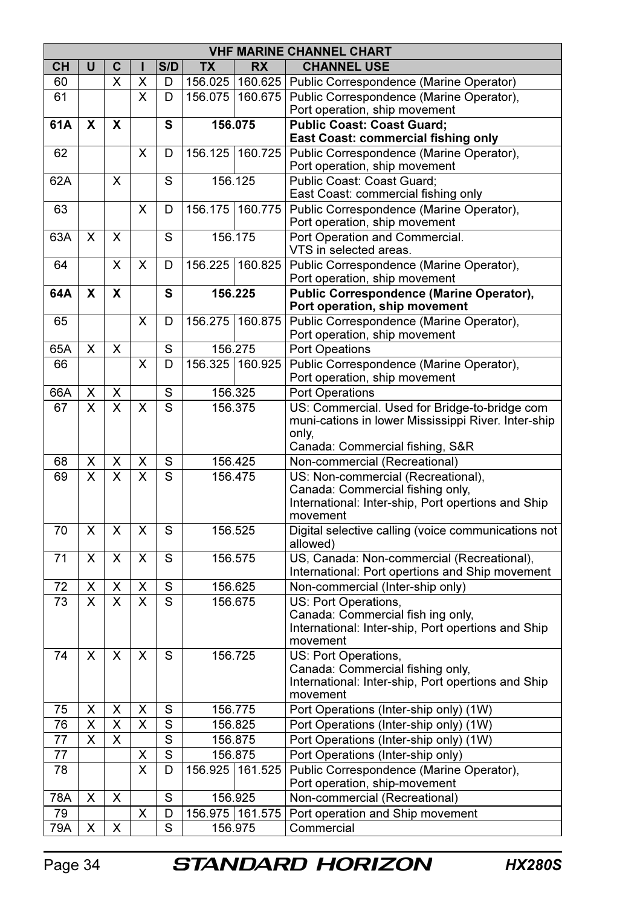| VHF MARINE CHANNEL CHART | | | | | | | |
|---|---|---|---|---|---|---|---|
| CH | U | C | I | S/D | TX | RX | CHANNEL USE |
| 60 | | X | X | D | 156.025 | 160.625 | Public Correspondence (Marine Operator) |
| 61 | | | X | D | 156.075 | 160.675 | Public Correspondence (Marine Operator), Port operation, ship movement |
| **61A** | **X** | **X** | | **S** | **156.075** | | **Public Coast: Coast Guard; East Coast: commercial fishing only** |
| 62 | | | X | D | 156.125 | 160.725 | Public Correspondence (Marine Operator), Port operation, ship movement |
| 62A | | X | | S | 156.125 | | Public Coast: Coast Guard; East Coast: commercial fishing only |
| 63 | | | X | D | 156.175 | 160.775 | Public Correspondence (Marine Operator), Port operation, ship movement |
| 63A | X | X | | S | 156.175 | | Port Operation and Commercial. VTS in selected areas. |
| 64 | | X | X | D | 156.225 | 160.825 | Public Correspondence (Marine Operator), Port operation, ship movement |
| **64A** | **X** | **X** | | **S** | **156.225** | | **Public Correspondence (Marine Operator), Port operation, ship movement** |
| 65 | | | X | D | 156.275 | 160.875 | Public Correspondence (Marine Operator), Port operation, ship movement |
| 65A | X | X | | S | 156.275 | | Port Opeations |
| 66 | | | X | D | 156.325 | 160.925 | Public Correspondence (Marine Operator), Port operation, ship movement |
| 66A | X | X | | S | 156.325 | | Port Operations |
| 67 | X | X | X | S | 156.375 | | US: Commercial. Used for Bridge-to-bridge com muni-cations in lower Mississippi River. Inter-ship only, Canada: Commercial fishing, S&R |
| 68 | X | X | X | S | 156.425 | | Non-commercial (Recreational) |
| 69 | X | X | X | S | 156.475 | | US: Non-commercial (Recreational), Canada: Commercial fishing only, International: Inter-ship, Port opertions and Ship movement |
| 70 | X | X | X | S | 156.525 | | Digital selective calling (voice communications not allowed) |
| 71 | X | X | X | S | 156.575 | | US, Canada: Non-commercial (Recreational), International: Port opertions and Ship movement |
| 72 | X | X | X | S | 156.625 | | Non-commercial (Inter-ship only) |
| 73 | X | X | X | S | 156.675 | | US: Port Operations, Canada: Commercial fish ing only, International: Inter-ship, Port opertions and Ship movement |
| 74 | X | X | X | S | 156.725 | | US: Port Operations, Canada: Commercial fishing only, International: Inter-ship, Port opertions and Ship movement |
| 75 | X | X | X | S | 156.775 | | Port Operations (Inter-ship only) (1W) |
| 76 | X | X | X | S | 156.825 | | Port Operations (Inter-ship only) (1W) |
| 77 | X | X | | S | 156.875 | | Port Operations (Inter-ship only) (1W) |
| 77 | | | X | S | 156.875 | | Port Operations (Inter-ship only) |
| 78 | | | X | D | 156.925 | 161.525 | Public Correspondence (Marine Operator), Port operation, ship-movement |
| 78A | X | X | | S | 156.925 | | Non-commercial (Recreational) |
| 79 | | | X | D | 156.975 | 161.575 | Port operation and Ship movement |
| 79A | X | X | | S | 156.975 | | Commercial |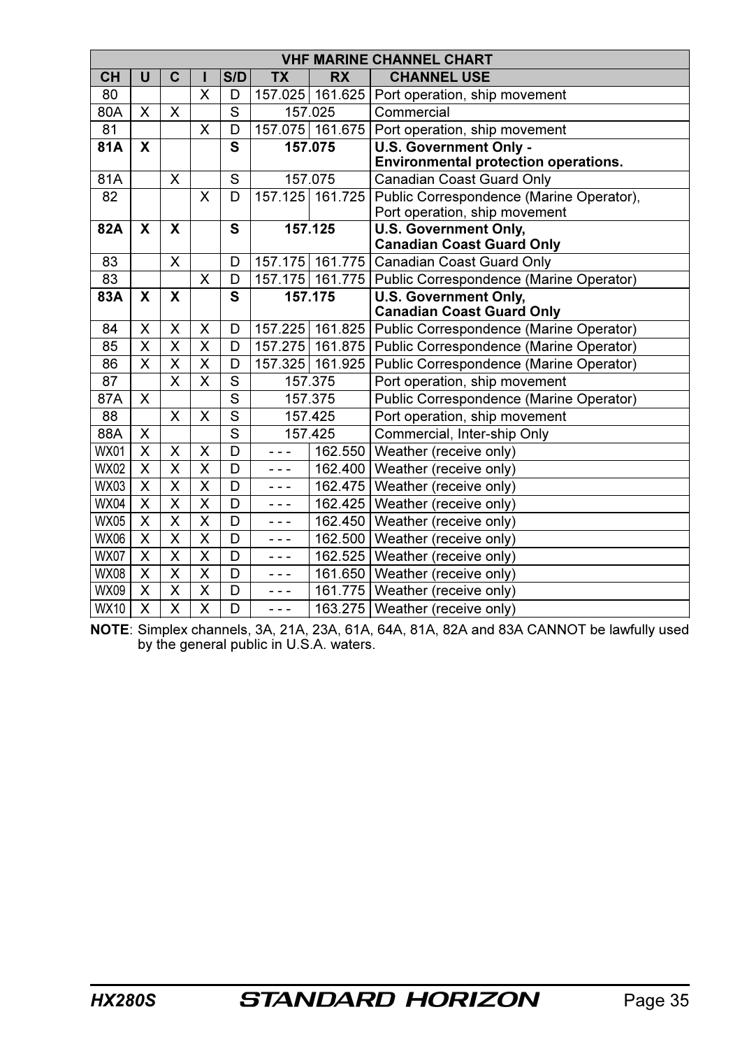| VHF MARINE CHANNEL CHART | | | | | | | |
|---|---|---|---|---|---|---|---|
| **CH** | **U** | **C** | **I** | **S/D** | **TX** | **RX** | **CHANNEL USE** |
| 80 | | | X | D | 157.025 | 161.625 | Port operation, ship movement |
| 80A | X | X | | S | 157.025 | | Commercial |
| 81 | | | X | D | 157.075 | 161.675 | Port operation, ship movement |
| **81A** | **X** | | | **S** | **157.075** | | **U.S. Government Only - Environmental protection operations.** |
| 81A | | X | | S | 157.075 | | Canadian Coast Guard Only |
| 82 | | | X | D | 157.125 | 161.725 | Public Correspondence (Marine Operator), Port operation, ship movement |
| **82A** | **X** | **X** | | **S** | **157.125** | | **U.S. Government Only, Canadian Coast Guard Only** |
| 83 | | X | | D | 157.175 | 161.775 | Canadian Coast Guard Only |
| 83 | | | X | D | 157.175 | 161.775 | Public Correspondence (Marine Operator) |
| **83A** | **X** | **X** | | **S** | **157.175** | | **U.S. Government Only, Canadian Coast Guard Only** |
| 84 | X | X | X | D | 157.225 | 161.825 | Public Correspondence (Marine Operator) |
| 85 | X | X | X | D | 157.275 | 161.875 | Public Correspondence (Marine Operator) |
| 86 | X | X | X | D | 157.325 | 161.925 | Public Correspondence (Marine Operator) |
| 87 | | X | X | S | 157.375 | | Port operation, ship movement |
| 87A | X | | | S | 157.375 | | Public Correspondence (Marine Operator) |
| 88 | | X | X | S | 157.425 | | Port operation, ship movement |
| 88A | X | | | S | 157.425 | | Commercial, Inter-ship Only |
| WX01 | X | X | X | D | - - - | 162.550 | Weather (receive only) |
| WX02 | X | X | X | D | - - - | 162.400 | Weather (receive only) |
| WX03 | X | X | X | D | - - - | 162.475 | Weather (receive only) |
| WX04 | X | X | X | D | - - - | 162.425 | Weather (receive only) |
| WX05 | X | X | X | D | - - - | 162.450 | Weather (receive only) |
| WX06 | X | X | X | D | - - - | 162.500 | Weather (receive only) |
| WX07 | X | X | X | D | - - - | 162.525 | Weather (receive only) |
| WX08 | X | X | X | D | - - - | 161.650 | Weather (receive only) |
| WX09 | X | X | X | D | - - - | 161.775 | Weather (receive only) |
| WX10 | X | X | X | D | - - - | 163.275 | Weather (receive only) |

**NOTE**: Simplex channels, 3A, 21A, 23A, 61A, 64A, 81A, 82A and 83A CANNOT be lawfully used by the general public in U.S.A. waters.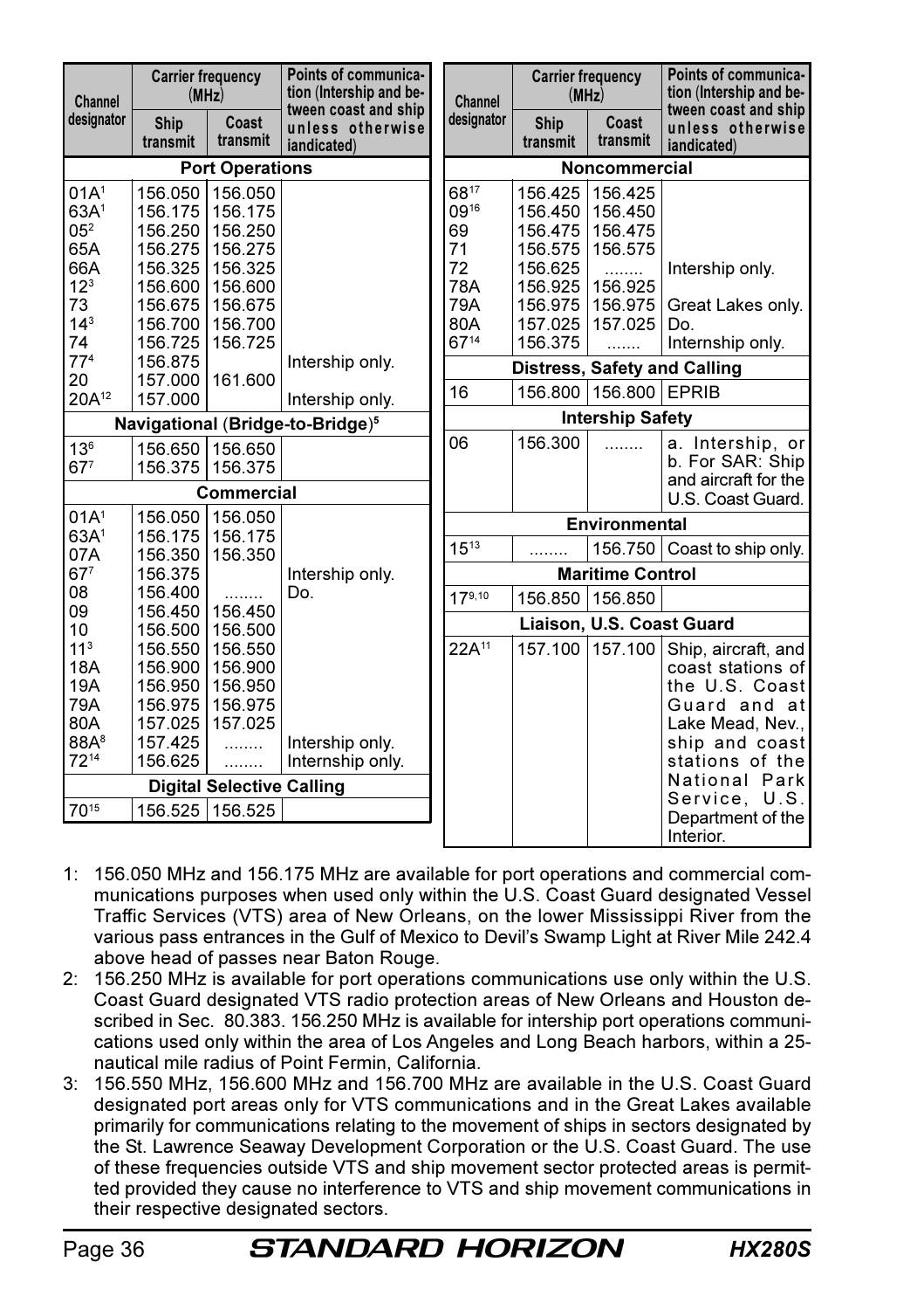| Channel designator | Carrier frequency (MHz) | | Points of communication (Intership and between coast and ship unless otherwise iandicated) |
|---|---|---|---|
| | Ship transmit | Coast transmit | |
| **Port Operations** | | | |
| 01A[1] | 156.050 | 156.050 | |
| 63A[1] | 156.175 | 156.175 | |
| 05[2] | 156.250 | 156.250 | |
| 65A | 156.275 | 156.275 | |
| 66A | 156.325 | 156.325 | |
| 12[3] | 156.600 | 156.600 | |
| 73 | 156.675 | 156.675 | |
| 14[3] | 156.700 | 156.700 | |
| 74 | 156.725 | 156.725 | |
| 77[4] | 156.875 | | Intership only. |
| 20 | 157.000 | 161.600 | |
| 20A[12] | 157.000 | | Intership only. |
| **Navigational (Bridge-to-Bridge)[5]** | | | |
| 13[6] | 156.650 | 156.650 | |
| 67[7] | 156.375 | 156.375 | |
| **Commercial** | | | |
| 01A[1] | 156.050 | 156.050 | |
| 63A[1] | 156.175 | 156.175 | |
| 07A | 156.350 | 156.350 | |
| 67[7] | 156.375 | | Intership only. |
| 08 | 156.400 | ........ | Do. |
| 09 | 156.450 | 156.450 | |
| 10 | 156.500 | 156.500 | |
| 11[3] | 156.550 | 156.550 | |
| 18A | 156.900 | 156.900 | |
| 19A | 156.950 | 156.950 | |
| 79A | 156.975 | 156.975 | |
| 80A | 157.025 | 157.025 | |
| 88A[8] | 157.425 | ........ | Intership only. |
| 72[14] | 156.625 | ........ | Internship only. |
| **Digital Selective Calling** | | | |
| 70[15] | 156.525 | 156.525 | |

| Channel designator | Carrier frequency (MHz) | | Points of communication (Intership and between coast and ship unless otherwise iandicated) |
|---|---|---|---|
| | Ship transmit | Coast transmit | |
| **Noncommercial** | | | |
| 68[17] | 156.425 | 156.425 | |
| 09[16] | 156.450 | 156.450 | |
| 69 | 156.475 | 156.475 | |
| 71 | 156.575 | 156.575 | |
| 72 | 156.625 | ........ | Intership only. |
| 78A | 156.925 | 156.925 | |
| 79A | 156.975 | 156.975 | Great Lakes only. |
| 80A | 157.025 | 157.025 | Do. |
| 67[14] | 156.375 | ....... | Internship only. |
| **Distress, Safety and Calling** | | | |
| 16 | 156.800 | 156.800 | EPRIB |
| **Intership Safety** | | | |
| 06 | 156.300 | ........ | a. Intership, or b. For SAR: Ship and aircraft for the U.S. Coast Guard. |
| **Environmental** | | | |
| 15[13] | ........ | 156.750 | Coast to ship only. |
| **Maritime Control** | | | |
| 17[9,10] | 156.850 | 156.850 | |
| **Liaison, U.S. Coast Guard** | | | |
| 22A[11] | 157.100 | 157.100 | Ship, aircraft, and coast stations of the U.S. Coast Guard and at Lake Mead, Nev., ship and coast stations of the National Park Service, U.S. Department of the Interior. |

1: 156.050 MHz and 156.175 MHz are available for port operations and commercial communications purposes when used only within the U.S. Coast Guard designated Vessel Traffic Services (VTS) area of New Orleans, on the lower Mississippi River from the various pass entrances in the Gulf of Mexico to Devil's Swamp Light at River Mile 242.4 above head of passes near Baton Rouge.

2: 156.250 MHz is available for port operations communications use only within the U.S. Coast Guard designated VTS radio protection areas of New Orleans and Houston described in Sec. 80.383. 156.250 MHz is available for intership port operations communications used only within the area of Los Angeles and Long Beach harbors, within a 25-nautical mile radius of Point Fermin, California.

3: 156.550 MHz, 156.600 MHz and 156.700 MHz are available in the U.S. Coast Guard designated port areas only for VTS communications and in the Great Lakes available primarily for communications relating to the movement of ships in sectors designated by the St. Lawrence Seaway Development Corporation or the U.S. Coast Guard. The use of these frequencies outside VTS and ship movement sector protected areas is permitted provided they cause no interference to VTS and ship movement communications in their respective designated sectors.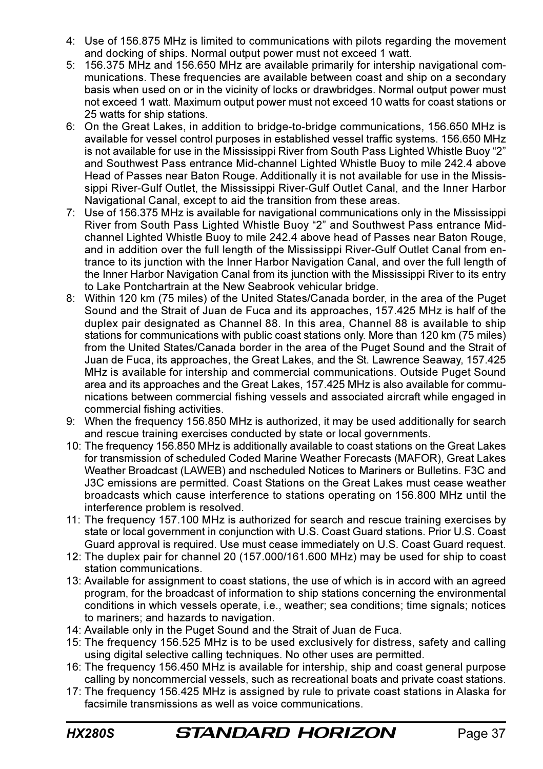4: Use of 156.875 MHz is limited to communications with pilots regarding the movement and docking of ships. Normal output power must not exceed 1 watt.
5: 156.375 MHz and 156.650 MHz are available primarily for intership navigational communications. These frequencies are available between coast and ship on a secondary basis when used on or in the vicinity of locks or drawbridges. Normal output power must not exceed 1 watt. Maximum output power must not exceed 10 watts for coast stations or 25 watts for ship stations.
6: On the Great Lakes, in addition to bridge-to-bridge communications, 156.650 MHz is available for vessel control purposes in established vessel traffic systems. 156.650 MHz is not available for use in the Mississippi River from South Pass Lighted Whistle Buoy "2" and Southwest Pass entrance Mid-channel Lighted Whistle Buoy to mile 242.4 above Head of Passes near Baton Rouge. Additionally it is not available for use in the Mississippi River-Gulf Outlet, the Mississippi River-Gulf Outlet Canal, and the Inner Harbor Navigational Canal, except to aid the transition from these areas.
7: Use of 156.375 MHz is available for navigational communications only in the Mississippi River from South Pass Lighted Whistle Buoy "2" and Southwest Pass entrance Mid-channel Lighted Whistle Buoy to mile 242.4 above head of Passes near Baton Rouge, and in addition over the full length of the Mississippi River-Gulf Outlet Canal from entrance to its junction with the Inner Harbor Navigation Canal, and over the full length of the Inner Harbor Navigation Canal from its junction with the Mississippi River to its entry to Lake Pontchartrain at the New Seabrook vehicular bridge.
8: Within 120 km (75 miles) of the United States/Canada border, in the area of the Puget Sound and the Strait of Juan de Fuca and its approaches, 157.425 MHz is half of the duplex pair designated as Channel 88. In this area, Channel 88 is available to ship stations for communications with public coast stations only. More than 120 km (75 miles) from the United States/Canada border in the area of the Puget Sound and the Strait of Juan de Fuca, its approaches, the Great Lakes, and the St. Lawrence Seaway, 157.425 MHz is available for intership and commercial communications. Outside Puget Sound area and its approaches and the Great Lakes, 157.425 MHz is also available for communications between commercial fishing vessels and associated aircraft while engaged in commercial fishing activities.
9: When the frequency 156.850 MHz is authorized, it may be used additionally for search and rescue training exercises conducted by state or local governments.
10: The frequency 156.850 MHz is additionally available to coast stations on the Great Lakes for transmission of scheduled Coded Marine Weather Forecasts (MAFOR), Great Lakes Weather Broadcast (LAWEB) and nscheduled Notices to Mariners or Bulletins. F3C and J3C emissions are permitted. Coast Stations on the Great Lakes must cease weather broadcasts which cause interference to stations operating on 156.800 MHz until the interference problem is resolved.
11: The frequency 157.100 MHz is authorized for search and rescue training exercises by state or local government in conjunction with U.S. Coast Guard stations. Prior U.S. Coast Guard approval is required. Use must cease immediately on U.S. Coast Guard request.
12: The duplex pair for channel 20 (157.000/161.600 MHz) may be used for ship to coast station communications.
13: Available for assignment to coast stations, the use of which is in accord with an agreed program, for the broadcast of information to ship stations concerning the environmental conditions in which vessels operate, i.e., weather; sea conditions; time signals; notices to mariners; and hazards to navigation.
14: Available only in the Puget Sound and the Strait of Juan de Fuca.
15: The frequency 156.525 MHz is to be used exclusively for distress, safety and calling using digital selective calling techniques. No other uses are permitted.
16: The frequency 156.450 MHz is available for intership, ship and coast general purpose calling by noncommercial vessels, such as recreational boats and private coast stations.
17: The frequency 156.425 MHz is assigned by rule to private coast stations in Alaska for facsimile transmissions as well as voice communications.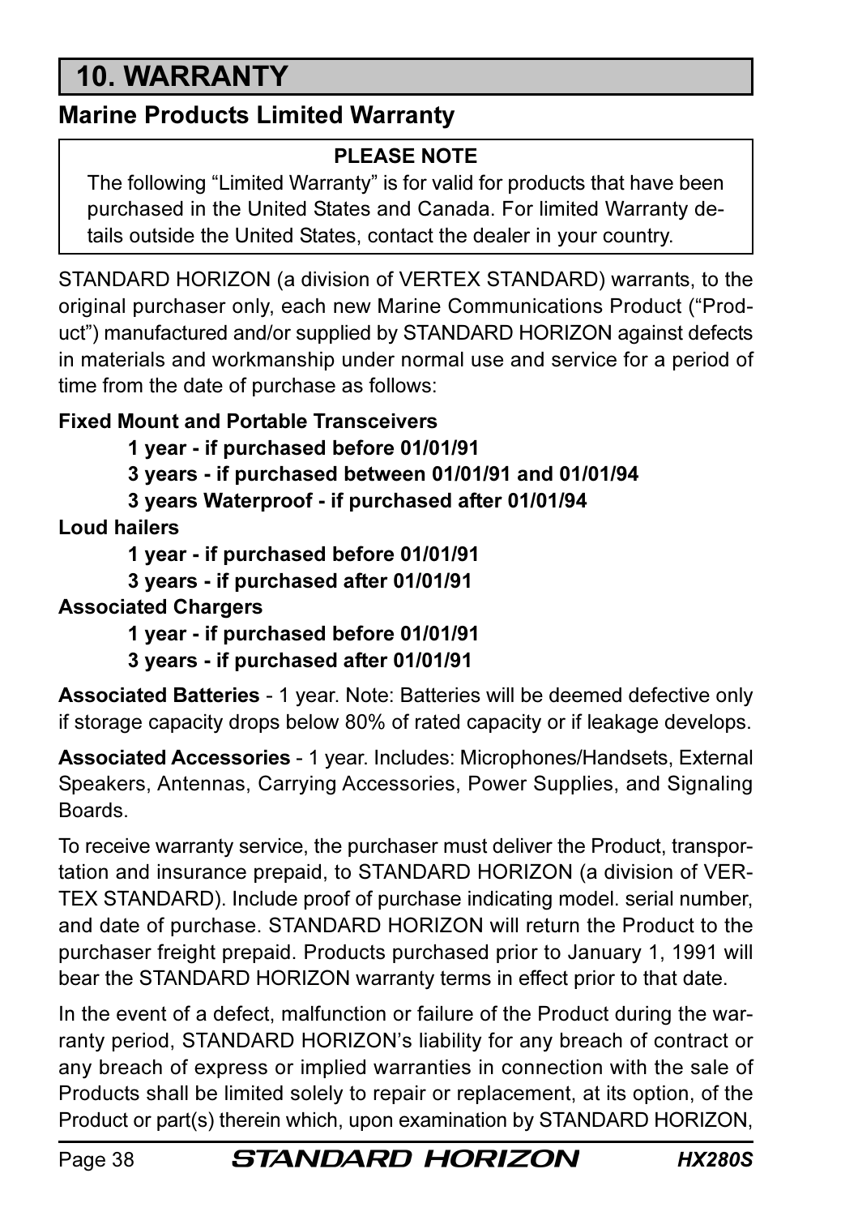# 10. WARRANTY

## Marine Products Limited Warranty

**PLEASE NOTE**

The following "Limited Warranty" is for valid for products that have been purchased in the United States and Canada. For limited Warranty details outside the United States, contact the dealer in your country.

STANDARD HORIZON (a division of VERTEX STANDARD) warrants, to the original purchaser only, each new Marine Communications Product ("Product") manufactured and/or supplied by STANDARD HORIZON against defects in materials and workmanship under normal use and service for a period of time from the date of purchase as follows:

**Fixed Mount and Portable Transceivers**

- **1 year - if purchased before 01/01/91**
- **3 years - if purchased between 01/01/91 and 01/01/94**
- **3 years Waterproof - if purchased after 01/01/94**

**Loud hailers**

- **1 year - if purchased before 01/01/91**
- **3 years - if purchased after 01/01/91**

**Associated Chargers**

- **1 year - if purchased before 01/01/91**
- **3 years - if purchased after 01/01/91**

**Associated Batteries** - 1 year. Note: Batteries will be deemed defective only if storage capacity drops below 80% of rated capacity or if leakage develops.

**Associated Accessories** - 1 year. Includes: Microphones/Handsets, External Speakers, Antennas, Carrying Accessories, Power Supplies, and Signaling Boards.

To receive warranty service, the purchaser must deliver the Product, transportation and insurance prepaid, to STANDARD HORIZON (a division of VERTEX STANDARD). Include proof of purchase indicating model. serial number, and date of purchase. STANDARD HORIZON will return the Product to the purchaser freight prepaid. Products purchased prior to January 1, 1991 will bear the STANDARD HORIZON warranty terms in effect prior to that date.

In the event of a defect, malfunction or failure of the Product during the warranty period, STANDARD HORIZON's liability for any breach of contract or any breach of express or implied warranties in connection with the sale of Products shall be limited solely to repair or replacement, at its option, of the Product or part(s) therein which, upon examination by STANDARD HORIZON,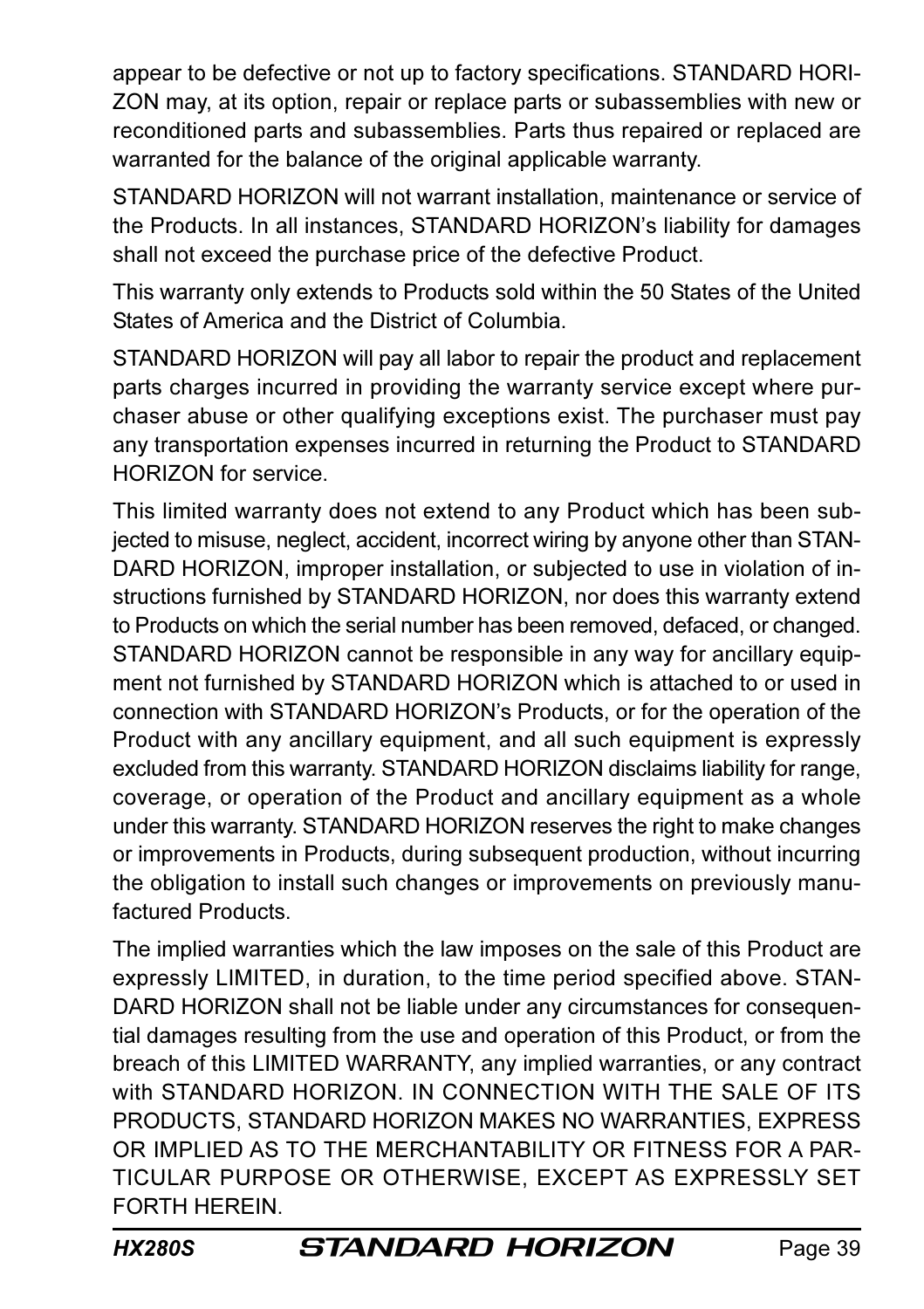appear to be defective or not up to factory specifications. STANDARD HORIZON may, at its option, repair or replace parts or subassemblies with new or reconditioned parts and subassemblies. Parts thus repaired or replaced are warranted for the balance of the original applicable warranty.

STANDARD HORIZON will not warrant installation, maintenance or service of the Products. In all instances, STANDARD HORIZON's liability for damages shall not exceed the purchase price of the defective Product.

This warranty only extends to Products sold within the 50 States of the United States of America and the District of Columbia.

STANDARD HORIZON will pay all labor to repair the product and replacement parts charges incurred in providing the warranty service except where purchaser abuse or other qualifying exceptions exist. The purchaser must pay any transportation expenses incurred in returning the Product to STANDARD HORIZON for service.

This limited warranty does not extend to any Product which has been subjected to misuse, neglect, accident, incorrect wiring by anyone other than STANDARD HORIZON, improper installation, or subjected to use in violation of instructions furnished by STANDARD HORIZON, nor does this warranty extend to Products on which the serial number has been removed, defaced, or changed. STANDARD HORIZON cannot be responsible in any way for ancillary equipment not furnished by STANDARD HORIZON which is attached to or used in connection with STANDARD HORIZON's Products, or for the operation of the Product with any ancillary equipment, and all such equipment is expressly excluded from this warranty. STANDARD HORIZON disclaims liability for range, coverage, or operation of the Product and ancillary equipment as a whole under this warranty. STANDARD HORIZON reserves the right to make changes or improvements in Products, during subsequent production, without incurring the obligation to install such changes or improvements on previously manufactured Products.

The implied warranties which the law imposes on the sale of this Product are expressly LIMITED, in duration, to the time period specified above. STANDARD HORIZON shall not be liable under any circumstances for consequential damages resulting from the use and operation of this Product, or from the breach of this LIMITED WARRANTY, any implied warranties, or any contract with STANDARD HORIZON. IN CONNECTION WITH THE SALE OF ITS PRODUCTS, STANDARD HORIZON MAKES NO WARRANTIES, EXPRESS OR IMPLIED AS TO THE MERCHANTABILITY OR FITNESS FOR A PARTICULAR PURPOSE OR OTHERWISE, EXCEPT AS EXPRESSLY SET FORTH HEREIN.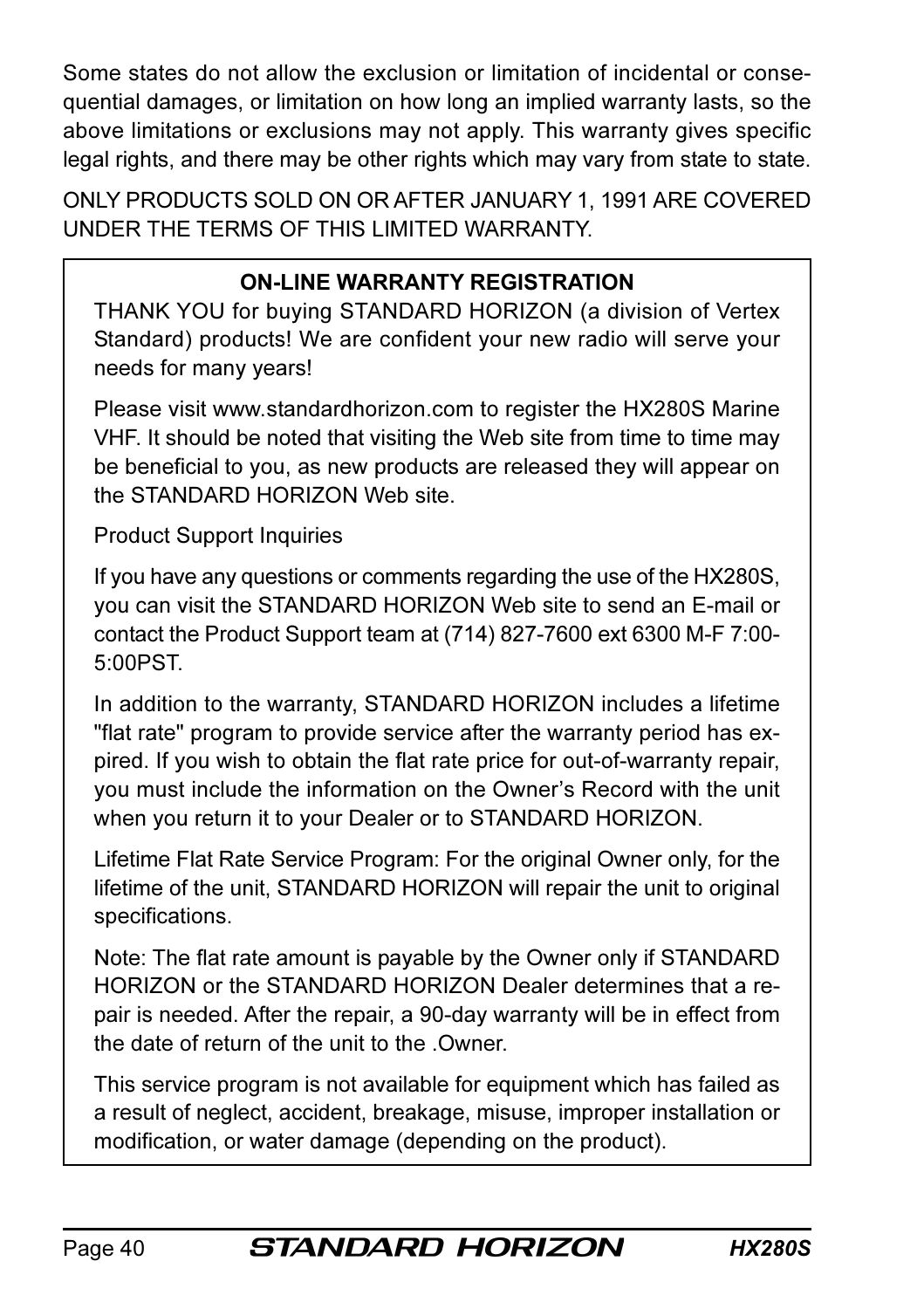Some states do not allow the exclusion or limitation of incidental or consequential damages, or limitation on how long an implied warranty lasts, so the above limitations or exclusions may not apply. This warranty gives specific legal rights, and there may be other rights which may vary from state to state.

ONLY PRODUCTS SOLD ON OR AFTER JANUARY 1, 1991 ARE COVERED UNDER THE TERMS OF THIS LIMITED WARRANTY.

**ON-LINE WARRANTY REGISTRATION**

THANK YOU for buying STANDARD HORIZON (a division of Vertex Standard) products! We are confident your new radio will serve your needs for many years!

Please visit www.standardhorizon.com to register the HX280S Marine VHF. It should be noted that visiting the Web site from time to time may be beneficial to you, as new products are released they will appear on the STANDARD HORIZON Web site.

Product Support Inquiries

If you have any questions or comments regarding the use of the HX280S, you can visit the STANDARD HORIZON Web site to send an E-mail or contact the Product Support team at (714) 827-7600 ext 6300 M-F 7:00-5:00PST.

In addition to the warranty, STANDARD HORIZON includes a lifetime "flat rate" program to provide service after the warranty period has expired. If you wish to obtain the flat rate price for out-of-warranty repair, you must include the information on the Owner's Record with the unit when you return it to your Dealer or to STANDARD HORIZON.

Lifetime Flat Rate Service Program: For the original Owner only, for the lifetime of the unit, STANDARD HORIZON will repair the unit to original specifications.

Note: The flat rate amount is payable by the Owner only if STANDARD HORIZON or the STANDARD HORIZON Dealer determines that a repair is needed. After the repair, a 90-day warranty will be in effect from the date of return of the unit to the .Owner.

This service program is not available for equipment which has failed as a result of neglect, accident, breakage, misuse, improper installation or modification, or water damage (depending on the product).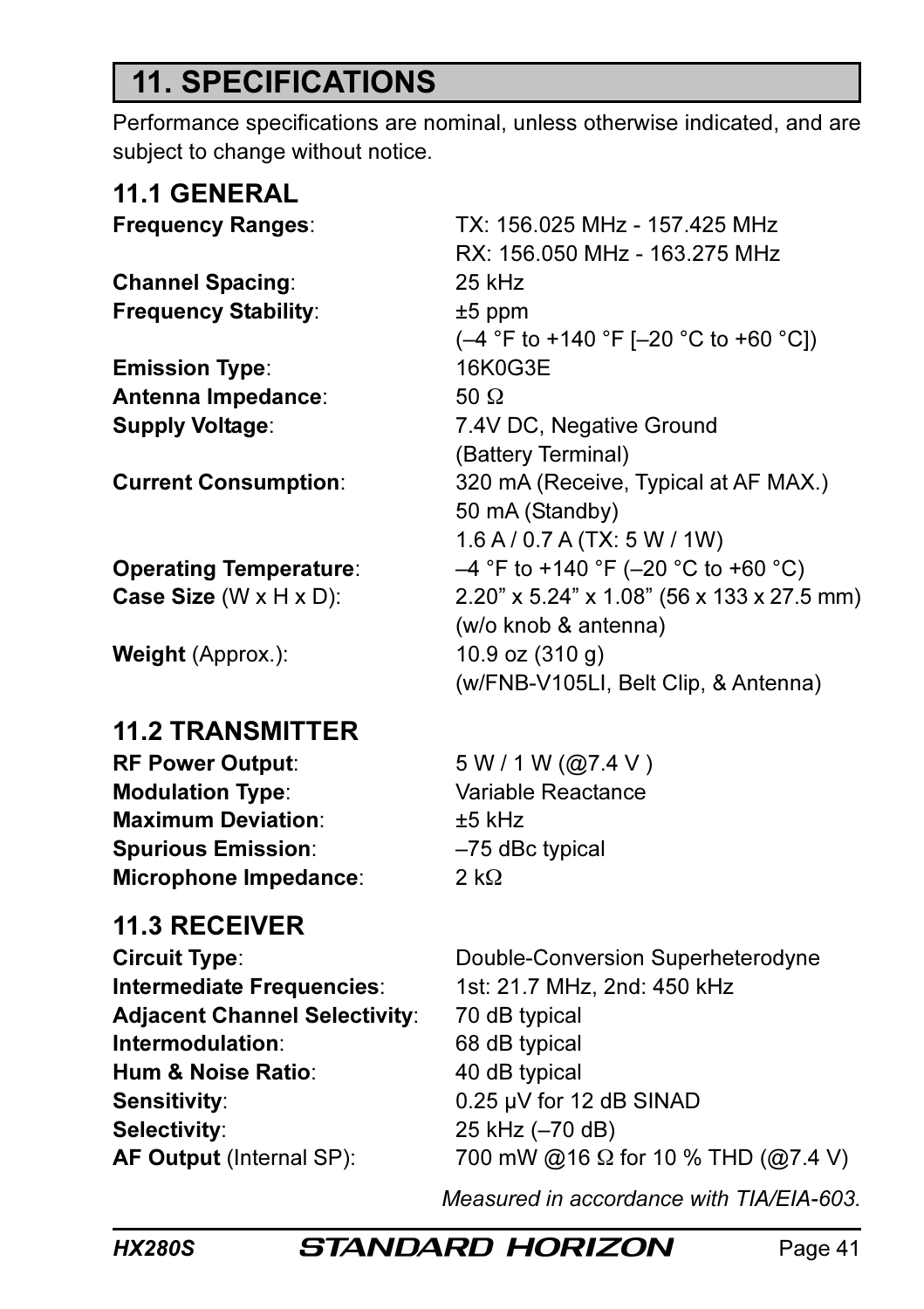# 11. SPECIFICATIONS

Performance specifications are nominal, unless otherwise indicated, and are subject to change without notice.

## 11.1 GENERAL

| | |
|---|---|
| **Frequency Ranges**: | TX: 156.025 MHz - 157.425 MHz<br>RX: 156.050 MHz - 163.275 MHz |
| **Channel Spacing**: | 25 kHz |
| **Frequency Stability**: | ±5 ppm<br>(–4 °F to +140 °F [–20 °C to +60 °C]) |
| **Emission Type**: | 16K0G3E |
| **Antenna Impedance**: | 50 Ω |
| **Supply Voltage**: | 7.4V DC, Negative Ground<br>(Battery Terminal) |
| **Current Consumption**: | 320 mA (Receive, Typical at AF MAX.)<br>50 mA (Standby)<br>1.6 A / 0.7 A (TX: 5 W / 1W) |
| **Operating Temperature**: | –4 °F to +140 °F (–20 °C to +60 °C) |
| **Case Size** (W x H x D): | 2.20" x 5.24" x 1.08" (56 x 133 x 27.5 mm)<br>(w/o knob & antenna) |
| **Weight** (Approx.): | 10.9 oz (310 g)<br>(w/FNB-V105LI, Belt Clip, & Antenna) |

## 11.2 TRANSMITTER

| | |
|---|---|
| **RF Power Output**: | 5 W / 1 W (@7.4 V ) |
| **Modulation Type**: | Variable Reactance |
| **Maximum Deviation**: | ±5 kHz |
| **Spurious Emission**: | –75 dBc typical |
| **Microphone Impedance**: | 2 kΩ |

## 11.3 RECEIVER

| | |
|---|---|
| **Circuit Type**: | Double-Conversion Superheterodyne |
| **Intermediate Frequencies**: | 1st: 21.7 MHz, 2nd: 450 kHz |
| **Adjacent Channel Selectivity**: | 70 dB typical |
| **Intermodulation**: | 68 dB typical |
| **Hum & Noise Ratio**: | 40 dB typical |
| **Sensitivity**: | 0.25 μV for 12 dB SINAD |
| **Selectivity**: | 25 kHz (–70 dB) |
| **AF Output** (Internal SP): | 700 mW @16 Ω for 10 % THD (@7.4 V) |

*Measured in accordance with TIA/EIA-603.*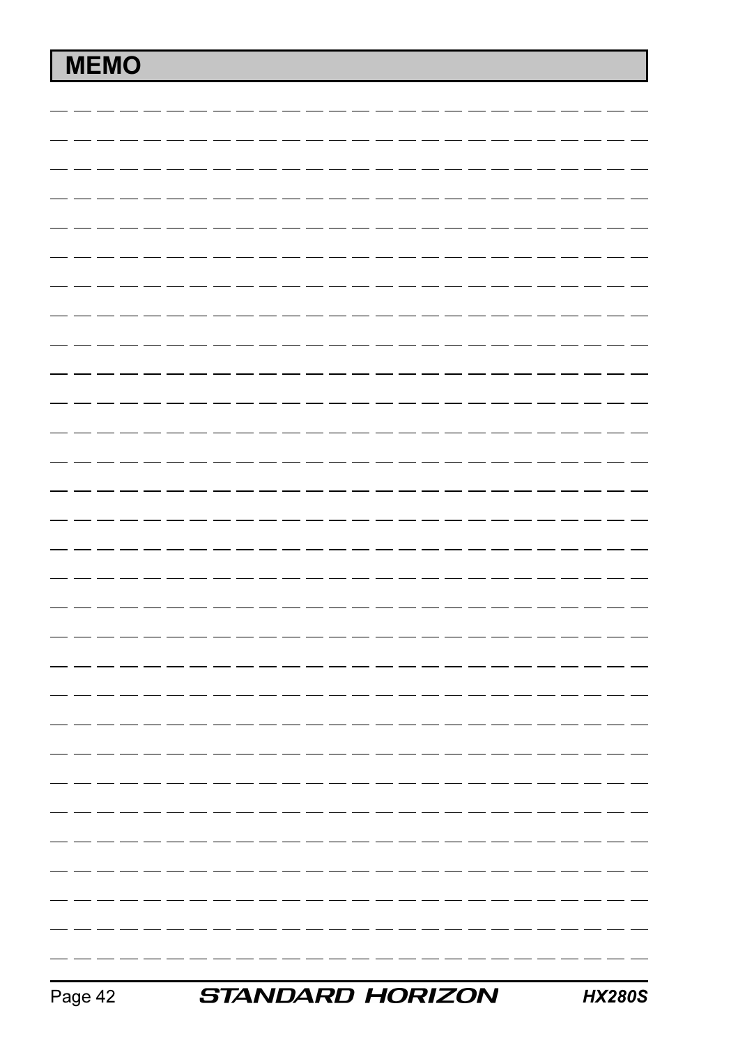# MEMO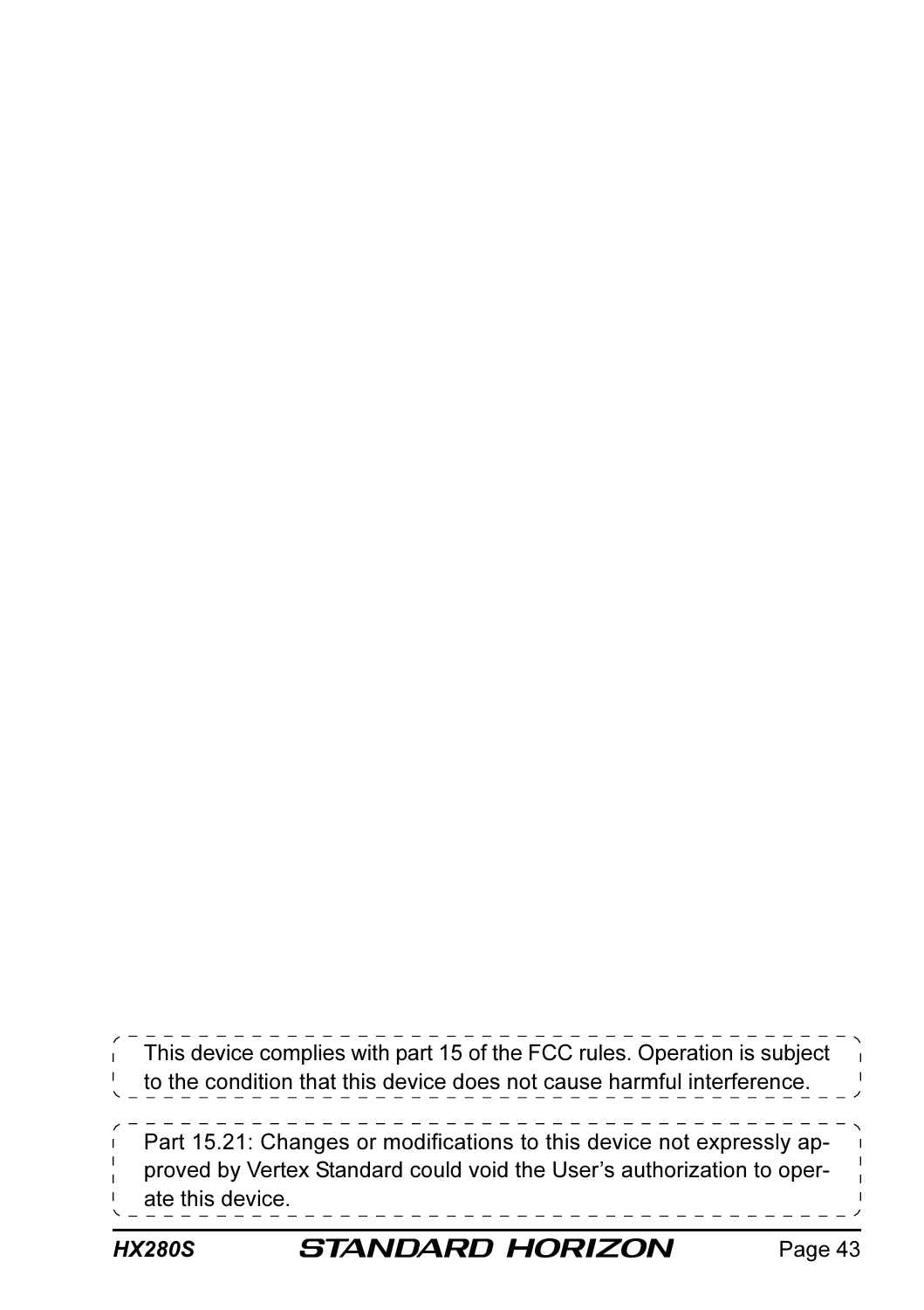This device complies with part 15 of the FCC rules. Operation is subject to the condition that this device does not cause harmful interference.

Part 15.21: Changes or modifications to this device not expressly approved by Vertex Standard could void the User's authorization to operate this device.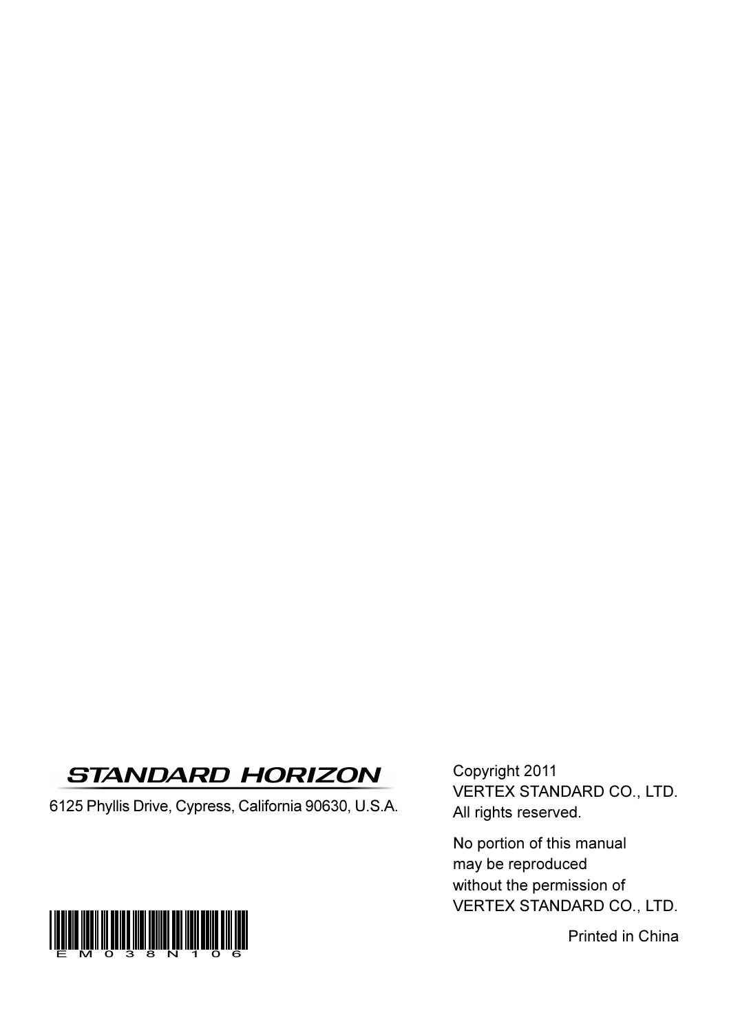STANDARD HORIZON

6125 Phyllis Drive, Cypress, California 90630, U.S.A.

EM038N106

Copyright 2011
VERTEX STANDARD CO., LTD.
All rights reserved.

No portion of this manual
may be reproduced
without the permission of
VERTEX STANDARD CO., LTD.

Printed in China